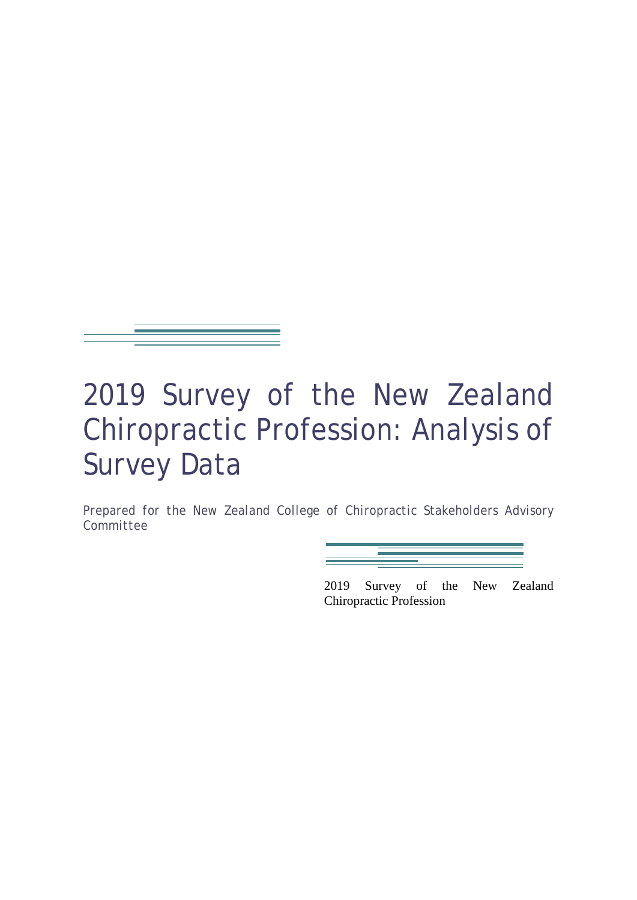# 2019 Survey of the New Zealand Chiropractic Profession: Analysis of Survey Data

Prepared for the New Zealand College of Chiropractic Stakeholders Advisory Committee

2019 Survey of the New Zealand Chiropractic Profession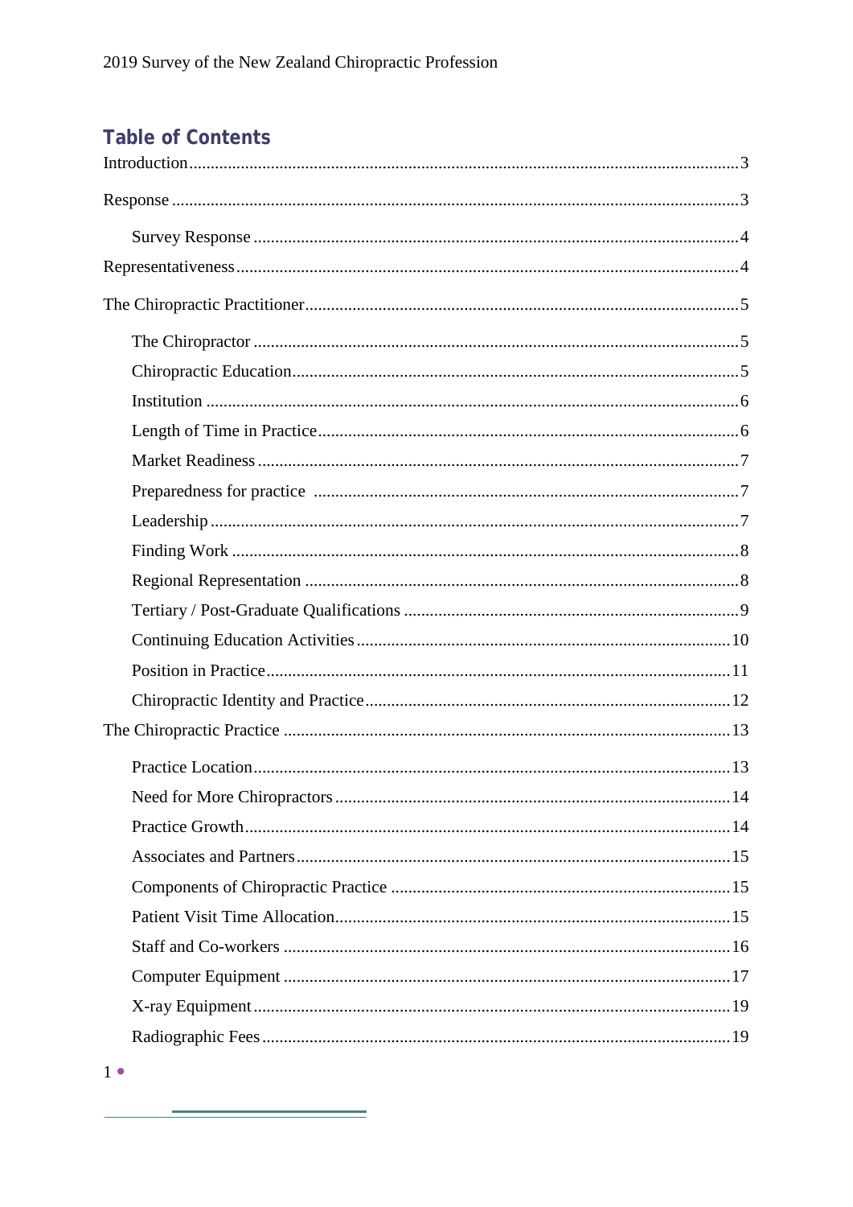## Table of Contents

Introduction..........3

Response..........3

- Survey Response..........4

Representativeness..........4

The Chiropractic Practitioner..........5

- The Chiropractor..........5
- Chiropractic Education..........5
- Institution..........6
- Length of Time in Practice..........6
- Market Readiness..........7
- Preparedness for practice..........7
- Leadership..........7
- Finding Work..........8
- Regional Representation..........8
- Tertiary / Post-Graduate Qualifications..........9
- Continuing Education Activities..........10
- Position in Practice..........11
- Chiropractic Identity and Practice..........12

The Chiropractic Practice..........13

- Practice Location..........13
- Need for More Chiropractors..........14
- Practice Growth..........14
- Associates and Partners..........15
- Components of Chiropractic Practice..........15
- Patient Visit Time Allocation..........15
- Staff and Co-workers..........16
- Computer Equipment..........17
- X-ray Equipment..........19
- Radiographic Fees..........19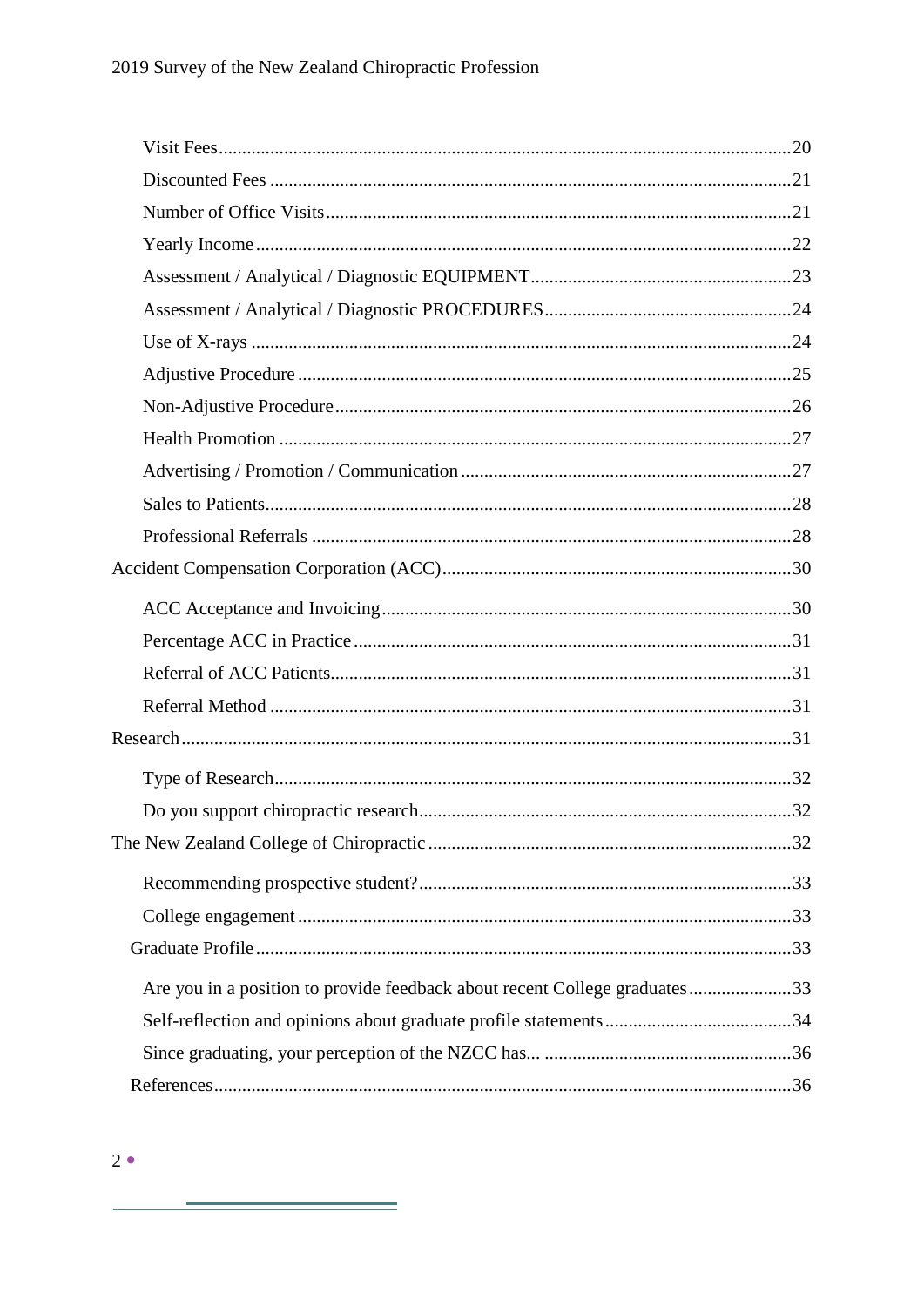Visit Fees ......................................................................................................... 20
Discounted Fees ............................................................................................... 21
Number of Office Visits .................................................................................... 21
Yearly Income .................................................................................................. 22
Assessment / Analytical / Diagnostic EQUIPMENT ........................................................ 23
Assessment / Analytical / Diagnostic PROCEDURES ..................................................... 24
Use of X-rays ................................................................................................... 24
Adjustive Procedure .......................................................................................... 25
Non-Adjustive Procedure ................................................................................... 26
Health Promotion .............................................................................................. 27
Advertising / Promotion / Communication ...................................................... 27
Sales to Patients ................................................................................................ 28
Professional Referrals ....................................................................................... 28

Accident Compensation Corporation (ACC) ........................................................... 30

ACC Acceptance and Invoicing ....................................................................... 30
Percentage ACC in Practice ............................................................................. 31
Referral of ACC Patients .................................................................................. 31
Referral Method ............................................................................................... 31

Research ............................................................................................................... 31

Type of Research ............................................................................................. 32
Do you support chiropractic research ............................................................... 32

The New Zealand College of Chiropractic ............................................................. 32

Recommending prospective student? ................................................................ 33
College engagement ......................................................................................... 33

Graduate Profile .................................................................................................. 33

Are you in a position to provide feedback about recent College graduates ...................... 33
Self-reflection and opinions about graduate profile statements ........................................ 34
Since graduating, your perception of the NZCC has... ..................................................... 36

References ........................................................................................................... 36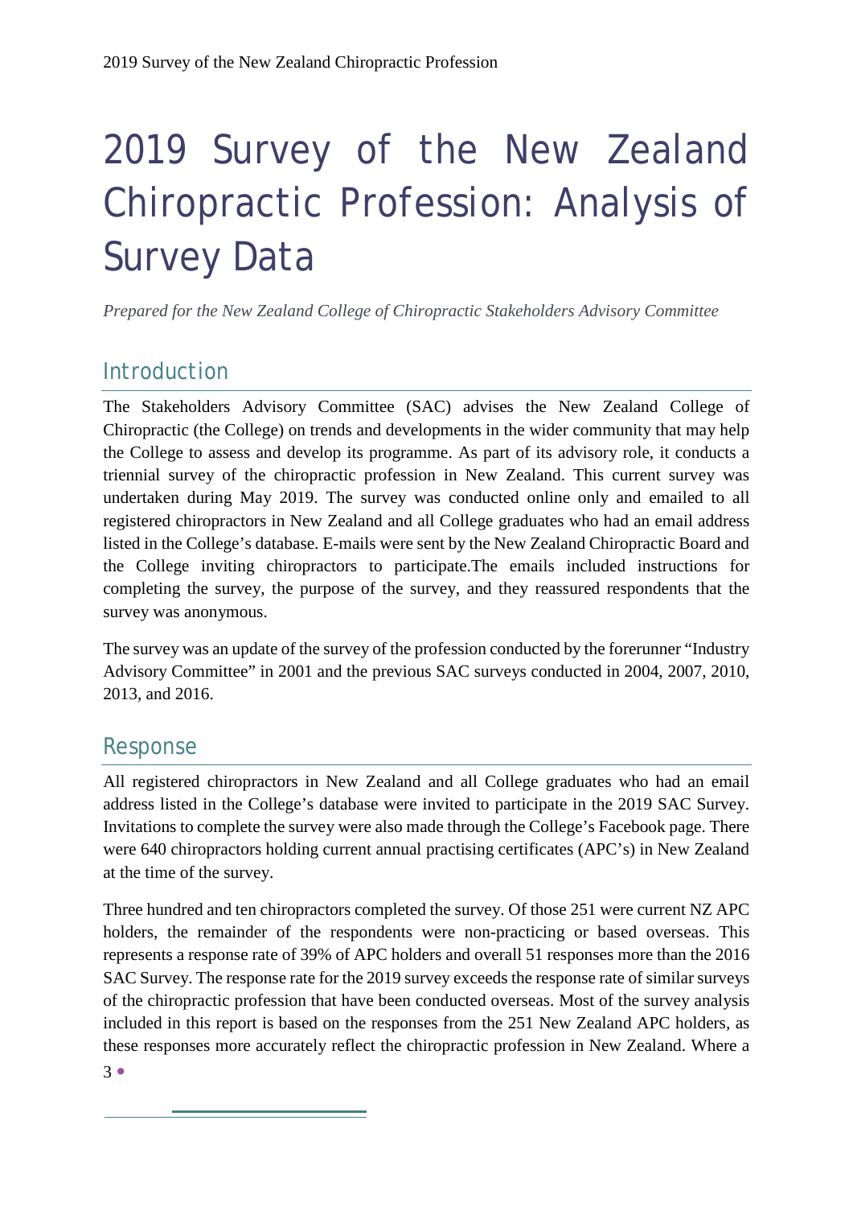# 2019 Survey of the New Zealand Chiropractic Profession: Analysis of Survey Data

*Prepared for the New Zealand College of Chiropractic Stakeholders Advisory Committee*

## Introduction

The Stakeholders Advisory Committee (SAC) advises the New Zealand College of Chiropractic (the College) on trends and developments in the wider community that may help the College to assess and develop its programme. As part of its advisory role, it conducts a triennial survey of the chiropractic profession in New Zealand. This current survey was undertaken during May 2019. The survey was conducted online only and emailed to all registered chiropractors in New Zealand and all College graduates who had an email address listed in the College's database. E-mails were sent by the New Zealand Chiropractic Board and the College inviting chiropractors to participate.The emails included instructions for completing the survey, the purpose of the survey, and they reassured respondents that the survey was anonymous.

The survey was an update of the survey of the profession conducted by the forerunner "Industry Advisory Committee" in 2001 and the previous SAC surveys conducted in 2004, 2007, 2010, 2013, and 2016.

## Response

All registered chiropractors in New Zealand and all College graduates who had an email address listed in the College's database were invited to participate in the 2019 SAC Survey. Invitations to complete the survey were also made through the College's Facebook page. There were 640 chiropractors holding current annual practising certificates (APC's) in New Zealand at the time of the survey.

Three hundred and ten chiropractors completed the survey. Of those 251 were current NZ APC holders, the remainder of the respondents were non-practicing or based overseas. This represents a response rate of 39% of APC holders and overall 51 responses more than the 2016 SAC Survey. The response rate for the 2019 survey exceeds the response rate of similar surveys of the chiropractic profession that have been conducted overseas. Most of the survey analysis included in this report is based on the responses from the 251 New Zealand APC holders, as these responses more accurately reflect the chiropractic profession in New Zealand. Where a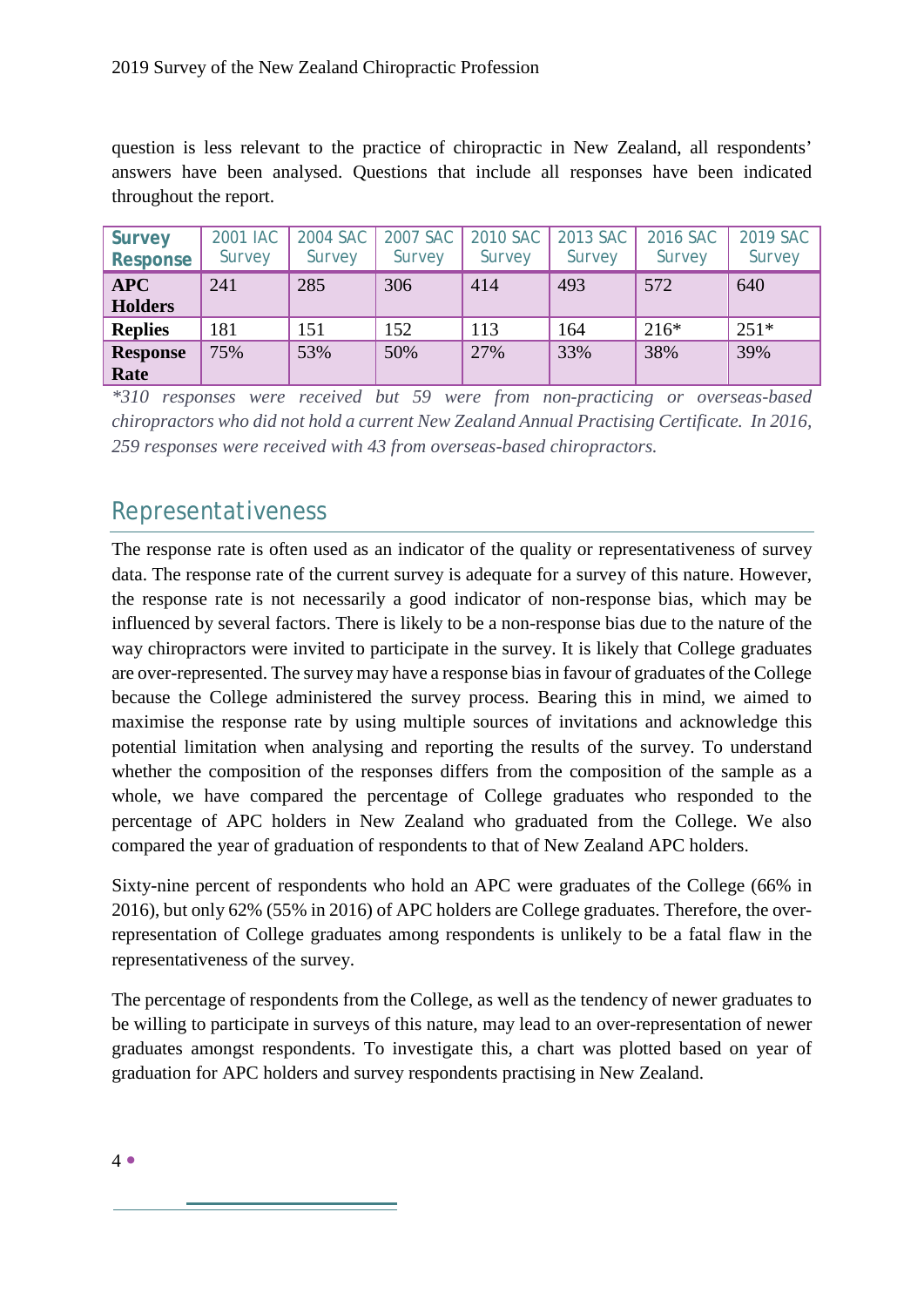question is less relevant to the practice of chiropractic in New Zealand, all respondents' answers have been analysed. Questions that include all responses have been indicated throughout the report.

| Survey Response | 2001 IAC Survey | 2004 SAC Survey | 2007 SAC Survey | 2010 SAC Survey | 2013 SAC Survey | 2016 SAC Survey | 2019 SAC Survey |
|---|---|---|---|---|---|---|---|
| **APC Holders** | 241 | 285 | 306 | 414 | 493 | 572 | 640 |
| **Replies** | 181 | 151 | 152 | 113 | 164 | 216* | 251* |
| **Response Rate** | 75% | 53% | 50% | 27% | 33% | 38% | 39% |

*\*310 responses were received but 59 were from non-practicing or overseas-based chiropractors who did not hold a current New Zealand Annual Practising Certificate. In 2016, 259 responses were received with 43 from overseas-based chiropractors.*

## Representativeness

The response rate is often used as an indicator of the quality or representativeness of survey data. The response rate of the current survey is adequate for a survey of this nature. However, the response rate is not necessarily a good indicator of non-response bias, which may be influenced by several factors. There is likely to be a non-response bias due to the nature of the way chiropractors were invited to participate in the survey. It is likely that College graduates are over-represented. The survey may have a response bias in favour of graduates of the College because the College administered the survey process. Bearing this in mind, we aimed to maximise the response rate by using multiple sources of invitations and acknowledge this potential limitation when analysing and reporting the results of the survey. To understand whether the composition of the responses differs from the composition of the sample as a whole, we have compared the percentage of College graduates who responded to the percentage of APC holders in New Zealand who graduated from the College. We also compared the year of graduation of respondents to that of New Zealand APC holders.

Sixty-nine percent of respondents who hold an APC were graduates of the College (66% in 2016), but only 62% (55% in 2016) of APC holders are College graduates. Therefore, the over-representation of College graduates among respondents is unlikely to be a fatal flaw in the representativeness of the survey.

The percentage of respondents from the College, as well as the tendency of newer graduates to be willing to participate in surveys of this nature, may lead to an over-representation of newer graduates amongst respondents. To investigate this, a chart was plotted based on year of graduation for APC holders and survey respondents practising in New Zealand.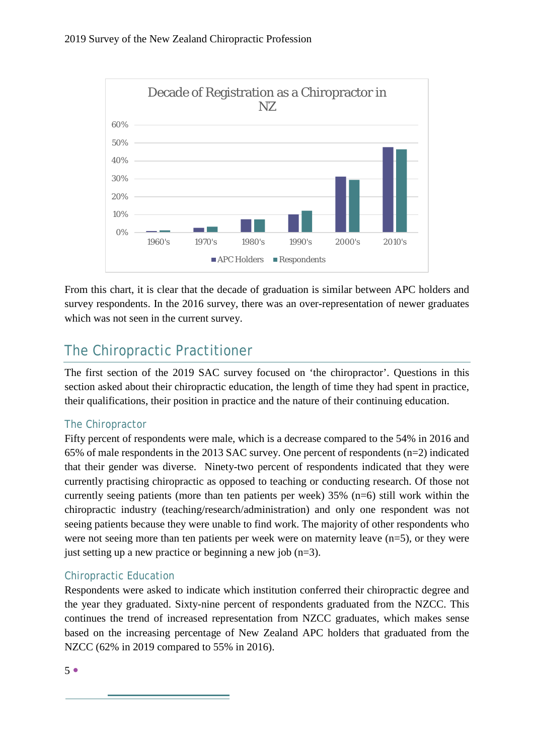Decade of Registration as a Chiropractor in NZ

From this chart, it is clear that the decade of graduation is similar between APC holders and survey respondents. In the 2016 survey, there was an over-representation of newer graduates which was not seen in the current survey.

## The Chiropractic Practitioner

The first section of the 2019 SAC survey focused on 'the chiropractor'. Questions in this section asked about their chiropractic education, the length of time they had spent in practice, their qualifications, their position in practice and the nature of their continuing education.

### The Chiropractor

Fifty percent of respondents were male, which is a decrease compared to the 54% in 2016 and 65% of male respondents in the 2013 SAC survey. One percent of respondents (n=2) indicated that their gender was diverse. Ninety-two percent of respondents indicated that they were currently practising chiropractic as opposed to teaching or conducting research. Of those not currently seeing patients (more than ten patients per week) 35% (n=6) still work within the chiropractic industry (teaching/research/administration) and only one respondent was not seeing patients because they were unable to find work. The majority of other respondents who were not seeing more than ten patients per week were on maternity leave (n=5), or they were just setting up a new practice or beginning a new job (n=3).

### Chiropractic Education

Respondents were asked to indicate which institution conferred their chiropractic degree and the year they graduated. Sixty-nine percent of respondents graduated from the NZCC. This continues the trend of increased representation from NZCC graduates, which makes sense based on the increasing percentage of New Zealand APC holders that graduated from the NZCC (62% in 2019 compared to 55% in 2016).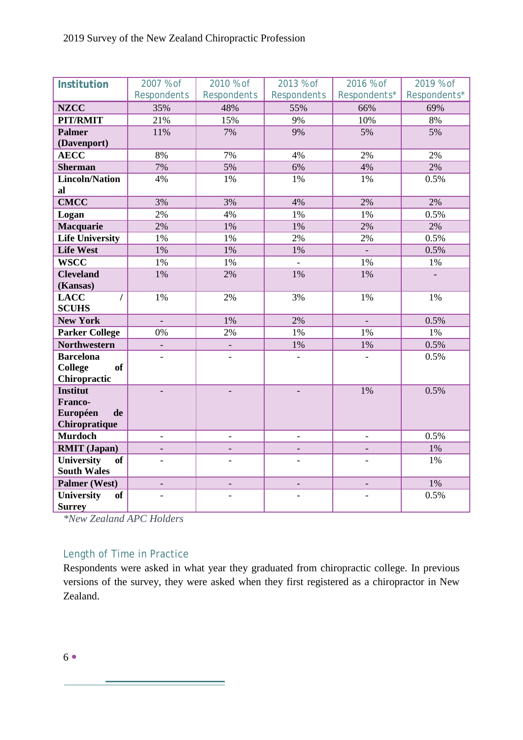| Institution | 2007 % of Respondents | 2010 % of Respondents | 2013 % of Respondents | 2016 % of Respondents* | 2019 % of Respondents* |
|---|---|---|---|---|---|
| **NZCC** | 35% | 48% | 55% | 66% | 69% |
| **PIT/RMIT** | 21% | 15% | 9% | 10% | 8% |
| **Palmer (Davenport)** | 11% | 7% | 9% | 5% | 5% |
| **AECC** | 8% | 7% | 4% | 2% | 2% |
| **Sherman** | 7% | 5% | 6% | 4% | 2% |
| **Lincoln/National** | 4% | 1% | 1% | 1% | 0.5% |
| **CMCC** | 3% | 3% | 4% | 2% | 2% |
| **Logan** | 2% | 4% | 1% | 1% | 0.5% |
| **Macquarie** | 2% | 1% | 1% | 2% | 2% |
| **Life University** | 1% | 1% | 2% | 2% | 0.5% |
| **Life West** | 1% | 1% | 1% | - | 0.5% |
| **WSCC** | 1% | 1% | - | 1% | 1% |
| **Cleveland (Kansas)** | 1% | 2% | 1% | 1% | - |
| **LACC / SCUHS** | 1% | 2% | 3% | 1% | 1% |
| **New York** | - | 1% | 2% | - | 0.5% |
| **Parker College** | 0% | 2% | 1% | 1% | 1% |
| **Northwestern** | - | - | 1% | 1% | 0.5% |
| **Barcelona College of Chiropractic** | - | - | - | - | 0.5% |
| **Institut Franco-Européen de Chiropratique** | - | - | - | 1% | 0.5% |
| **Murdoch** | - | - | - | - | 0.5% |
| **RMIT (Japan)** | - | - | - | - | 1% |
| **University of South Wales** | - | - | - | - | 1% |
| **Palmer (West)** | - | - | - | - | 1% |
| **University of Surrey** | - | - | - | - | 0.5% |

*\*New Zealand APC Holders*

## Length of Time in Practice

Respondents were asked in what year they graduated from chiropractic college. In previous versions of the survey, they were asked when they first registered as a chiropractor in New Zealand.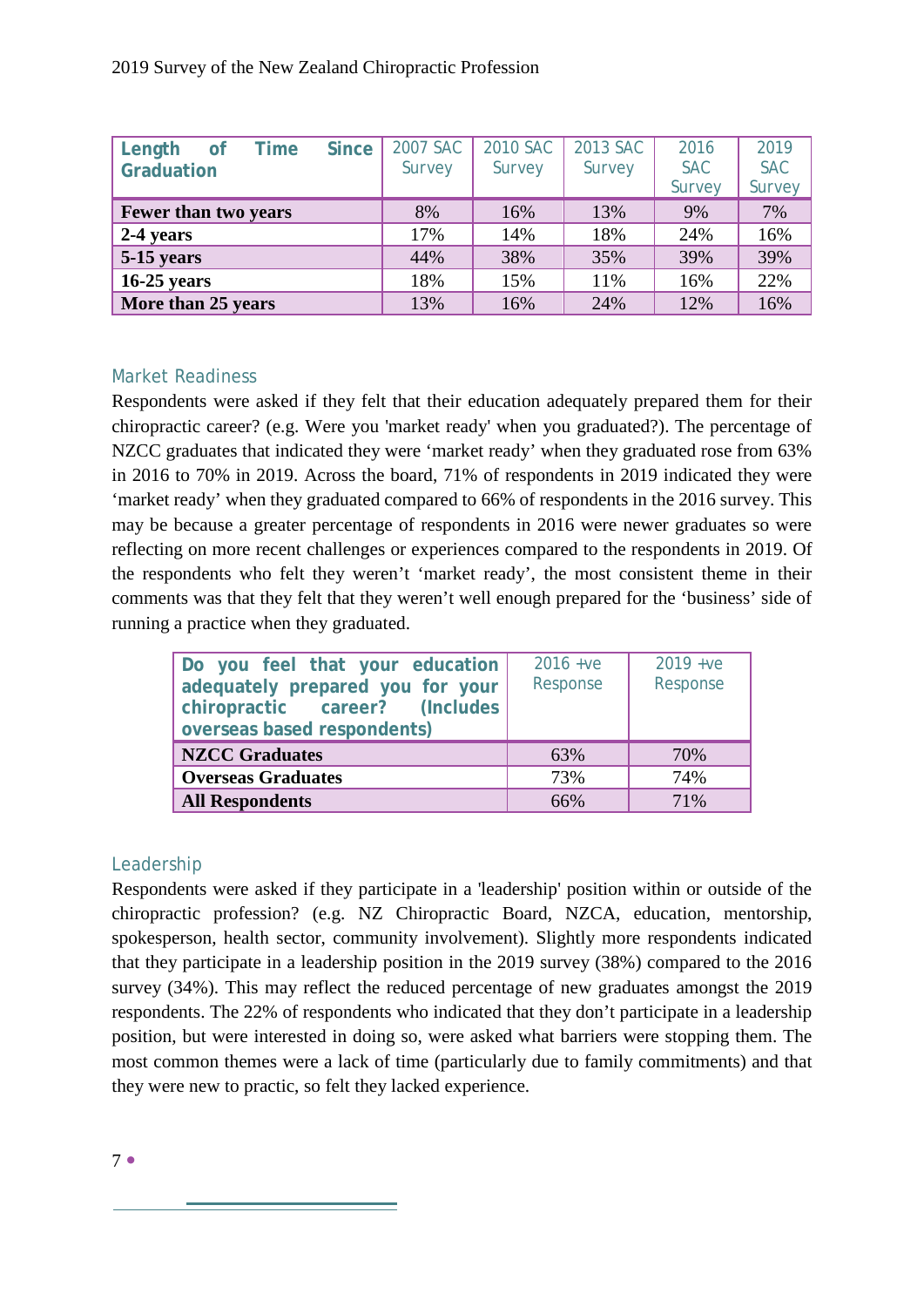| Length of Time Since Graduation | 2007 SAC Survey | 2010 SAC Survey | 2013 SAC Survey | 2016 SAC Survey | 2019 SAC Survey |
|---|---|---|---|---|---|
| **Fewer than two years** | 8% | 16% | 13% | 9% | 7% |
| **2-4 years** | 17% | 14% | 18% | 24% | 16% |
| **5-15 years** | 44% | 38% | 35% | 39% | 39% |
| **16-25 years** | 18% | 15% | 11% | 16% | 22% |
| **More than 25 years** | 13% | 16% | 24% | 12% | 16% |

## Market Readiness

Respondents were asked if they felt that their education adequately prepared them for their chiropractic career? (e.g. Were you 'market ready' when you graduated?). The percentage of NZCC graduates that indicated they were 'market ready' when they graduated rose from 63% in 2016 to 70% in 2019. Across the board, 71% of respondents in 2019 indicated they were 'market ready' when they graduated compared to 66% of respondents in the 2016 survey. This may be because a greater percentage of respondents in 2016 were newer graduates so were reflecting on more recent challenges or experiences compared to the respondents in 2019. Of the respondents who felt they weren't 'market ready', the most consistent theme in their comments was that they felt that they weren't well enough prepared for the 'business' side of running a practice when they graduated.

| Do you feel that your education adequately prepared you for your chiropractic career? (Includes overseas based respondents) | 2016 +ve Response | 2019 +ve Response |
|---|---|---|
| **NZCC Graduates** | 63% | 70% |
| **Overseas Graduates** | 73% | 74% |
| **All Respondents** | 66% | 71% |

## Leadership

Respondents were asked if they participate in a 'leadership' position within or outside of the chiropractic profession? (e.g. NZ Chiropractic Board, NZCA, education, mentorship, spokesperson, health sector, community involvement). Slightly more respondents indicated that they participate in a leadership position in the 2019 survey (38%) compared to the 2016 survey (34%). This may reflect the reduced percentage of new graduates amongst the 2019 respondents. The 22% of respondents who indicated that they don't participate in a leadership position, but were interested in doing so, were asked what barriers were stopping them. The most common themes were a lack of time (particularly due to family commitments) and that they were new to practic, so felt they lacked experience.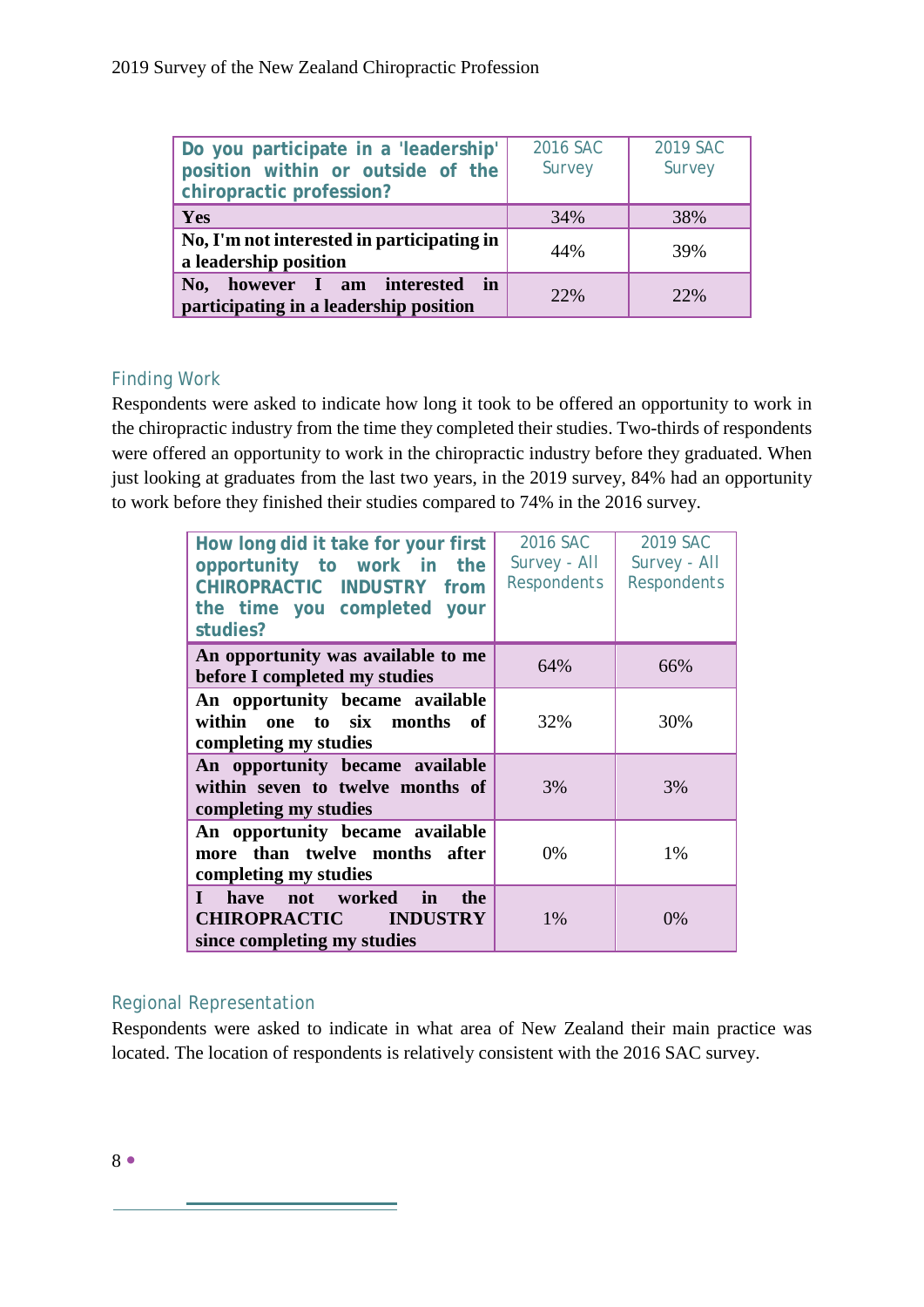| Do you participate in a 'leadership' position within or outside of the chiropractic profession? | 2016 SAC Survey | 2019 SAC Survey |
|---|---|---|
| **Yes** | 34% | 38% |
| **No, I'm not interested in participating in a leadership position** | 44% | 39% |
| **No, however I am interested in participating in a leadership position** | 22% | 22% |

## Finding Work

Respondents were asked to indicate how long it took to be offered an opportunity to work in the chiropractic industry from the time they completed their studies. Two-thirds of respondents were offered an opportunity to work in the chiropractic industry before they graduated. When just looking at graduates from the last two years, in the 2019 survey, 84% had an opportunity to work before they finished their studies compared to 74% in the 2016 survey.

| How long did it take for your first opportunity to work in the CHIROPRACTIC INDUSTRY from the time you completed your studies? | 2016 SAC Survey - All Respondents | 2019 SAC Survey - All Respondents |
|---|---|---|
| **An opportunity was available to me before I completed my studies** | 64% | 66% |
| **An opportunity became available within one to six months of completing my studies** | 32% | 30% |
| **An opportunity became available within seven to twelve months of completing my studies** | 3% | 3% |
| **An opportunity became available more than twelve months after completing my studies** | 0% | 1% |
| **I have not worked in the CHIROPRACTIC INDUSTRY since completing my studies** | 1% | 0% |

## Regional Representation

Respondents were asked to indicate in what area of New Zealand their main practice was located. The location of respondents is relatively consistent with the 2016 SAC survey.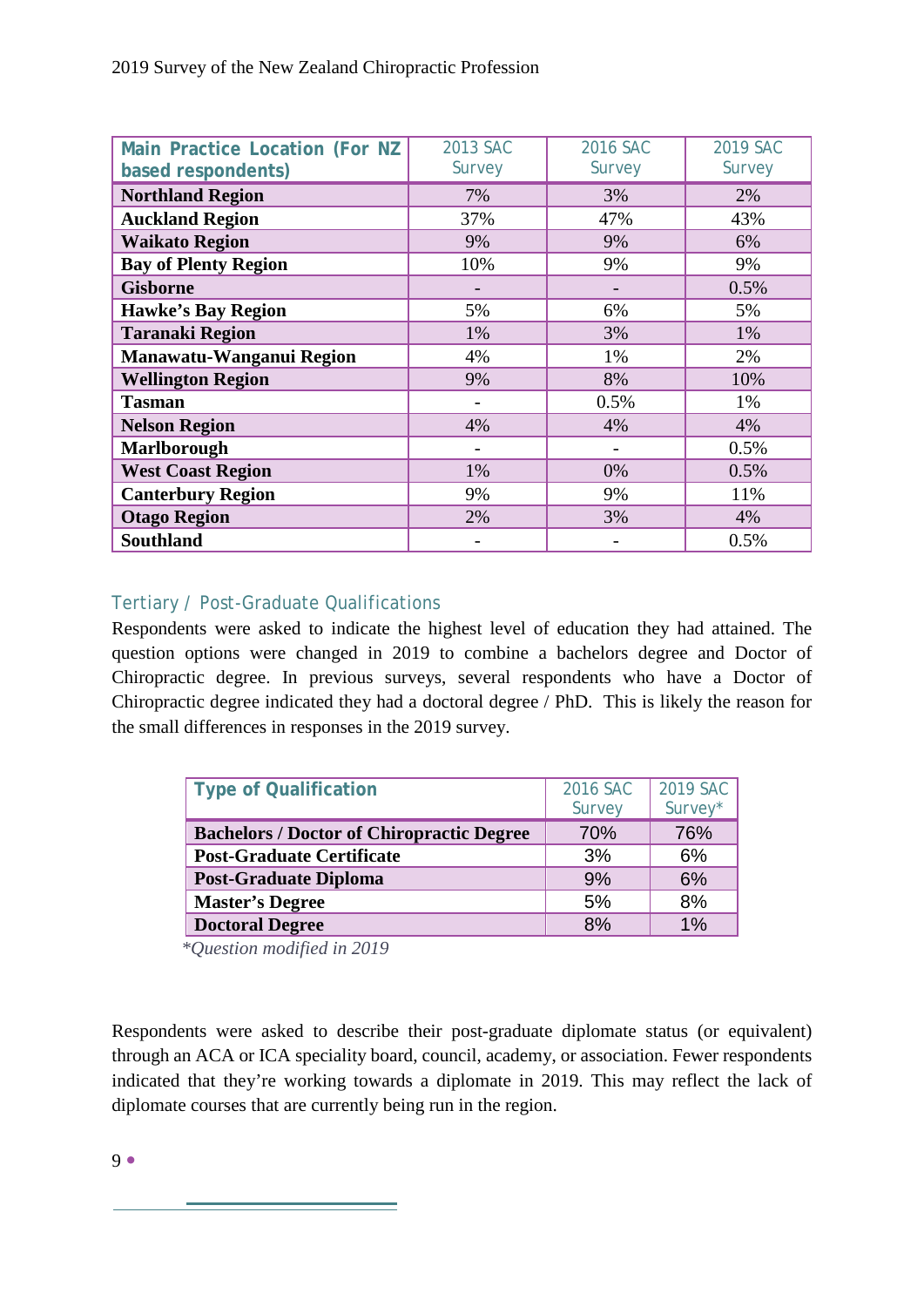| Main Practice Location (For NZ based respondents) | 2013 SAC Survey | 2016 SAC Survey | 2019 SAC Survey |
|---|---|---|---|
| **Northland Region** | 7% | 3% | 2% |
| **Auckland Region** | 37% | 47% | 43% |
| **Waikato Region** | 9% | 9% | 6% |
| **Bay of Plenty Region** | 10% | 9% | 9% |
| **Gisborne** | - | - | 0.5% |
| **Hawke's Bay Region** | 5% | 6% | 5% |
| **Taranaki Region** | 1% | 3% | 1% |
| **Manawatu-Wanganui Region** | 4% | 1% | 2% |
| **Wellington Region** | 9% | 8% | 10% |
| **Tasman** | - | 0.5% | 1% |
| **Nelson Region** | 4% | 4% | 4% |
| **Marlborough** | - | - | 0.5% |
| **West Coast Region** | 1% | 0% | 0.5% |
| **Canterbury Region** | 9% | 9% | 11% |
| **Otago Region** | 2% | 3% | 4% |
| **Southland** | - | - | 0.5% |

## Tertiary / Post-Graduate Qualifications

Respondents were asked to indicate the highest level of education they had attained. The question options were changed in 2019 to combine a bachelors degree and Doctor of Chiropractic degree. In previous surveys, several respondents who have a Doctor of Chiropractic degree indicated they had a doctoral degree / PhD. This is likely the reason for the small differences in responses in the 2019 survey.

| Type of Qualification | 2016 SAC Survey | 2019 SAC Survey* |
|---|---|---|
| **Bachelors / Doctor of Chiropractic Degree** | 70% | 76% |
| **Post-Graduate Certificate** | 3% | 6% |
| **Post-Graduate Diploma** | 9% | 6% |
| **Master's Degree** | 5% | 8% |
| **Doctoral Degree** | 8% | 1% |

*\*Question modified in 2019*

Respondents were asked to describe their post-graduate diplomate status (or equivalent) through an ACA or ICA speciality board, council, academy, or association. Fewer respondents indicated that they're working towards a diplomate in 2019. This may reflect the lack of diplomate courses that are currently being run in the region.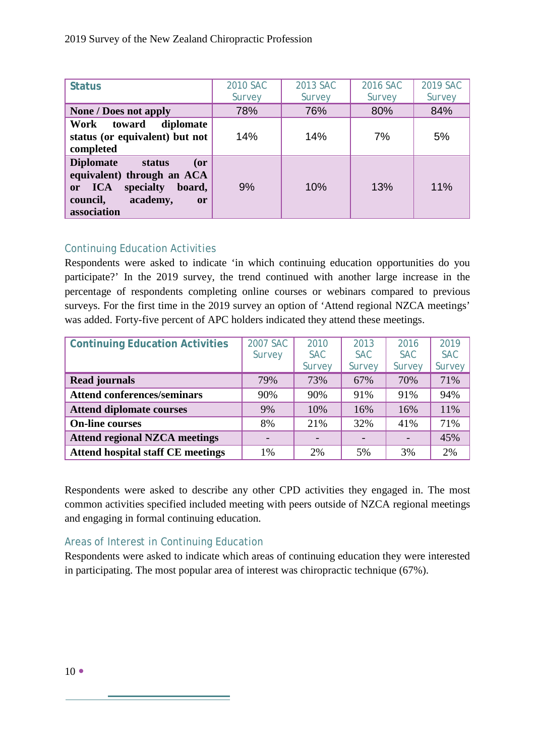| Status | 2010 SAC Survey | 2013 SAC Survey | 2016 SAC Survey | 2019 SAC Survey |
|---|---|---|---|---|
| **None / Does not apply** | 78% | 76% | 80% | 84% |
| **Work toward diplomate status (or equivalent) but not completed** | 14% | 14% | 7% | 5% |
| **Diplomate status (or equivalent) through an ACA or ICA specialty board, council, academy, or association** | 9% | 10% | 13% | 11% |

## Continuing Education Activities

Respondents were asked to indicate 'in which continuing education opportunities do you participate?' In the 2019 survey, the trend continued with another large increase in the percentage of respondents completing online courses or webinars compared to previous surveys. For the first time in the 2019 survey an option of 'Attend regional NZCA meetings' was added. Forty-five percent of APC holders indicated they attend these meetings.

| Continuing Education Activities | 2007 SAC Survey | 2010 SAC Survey | 2013 SAC Survey | 2016 SAC Survey | 2019 SAC Survey |
|---|---|---|---|---|---|
| **Read journals** | 79% | 73% | 67% | 70% | 71% |
| **Attend conferences/seminars** | 90% | 90% | 91% | 91% | 94% |
| **Attend diplomate courses** | 9% | 10% | 16% | 16% | 11% |
| **On-line courses** | 8% | 21% | 32% | 41% | 71% |
| **Attend regional NZCA meetings** | - | - | - | - | 45% |
| **Attend hospital staff CE meetings** | 1% | 2% | 5% | 3% | 2% |

Respondents were asked to describe any other CPD activities they engaged in. The most common activities specified included meeting with peers outside of NZCA regional meetings and engaging in formal continuing education.

## Areas of Interest in Continuing Education

Respondents were asked to indicate which areas of continuing education they were interested in participating. The most popular area of interest was chiropractic technique (67%).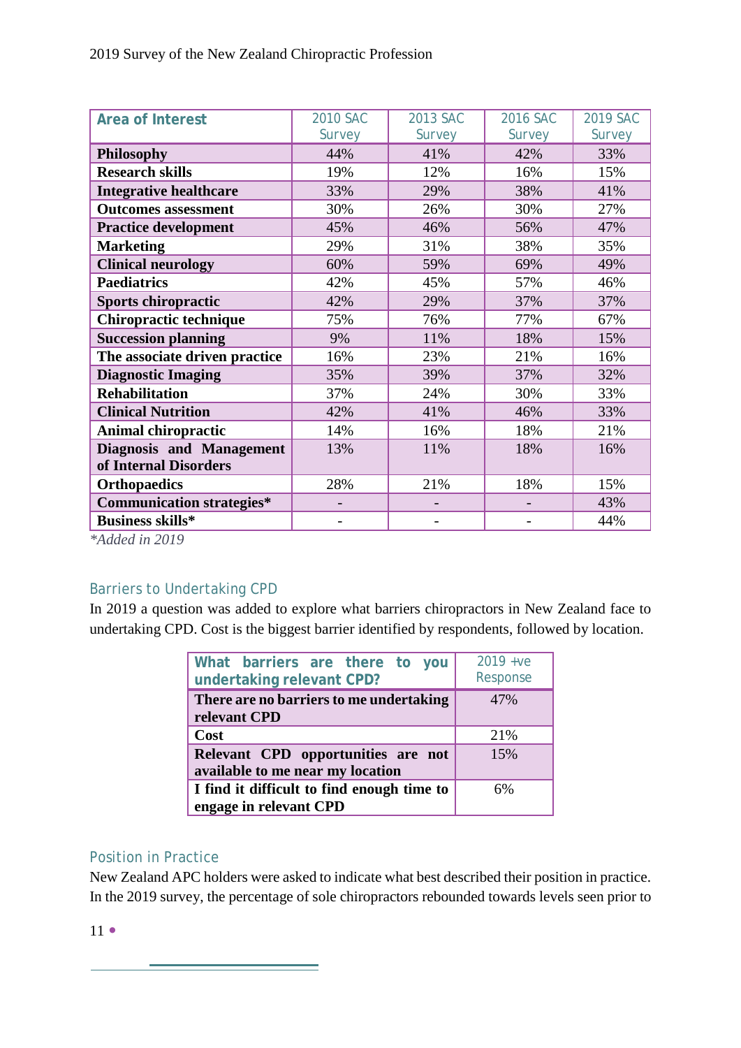| Area of Interest | 2010 SAC Survey | 2013 SAC Survey | 2016 SAC Survey | 2019 SAC Survey |
|---|---|---|---|---|
| **Philosophy** | 44% | 41% | 42% | 33% |
| **Research skills** | 19% | 12% | 16% | 15% |
| **Integrative healthcare** | 33% | 29% | 38% | 41% |
| **Outcomes assessment** | 30% | 26% | 30% | 27% |
| **Practice development** | 45% | 46% | 56% | 47% |
| **Marketing** | 29% | 31% | 38% | 35% |
| **Clinical neurology** | 60% | 59% | 69% | 49% |
| **Paediatrics** | 42% | 45% | 57% | 46% |
| **Sports chiropractic** | 42% | 29% | 37% | 37% |
| **Chiropractic technique** | 75% | 76% | 77% | 67% |
| **Succession planning** | 9% | 11% | 18% | 15% |
| **The associate driven practice** | 16% | 23% | 21% | 16% |
| **Diagnostic Imaging** | 35% | 39% | 37% | 32% |
| **Rehabilitation** | 37% | 24% | 30% | 33% |
| **Clinical Nutrition** | 42% | 41% | 46% | 33% |
| **Animal chiropractic** | 14% | 16% | 18% | 21% |
| **Diagnosis and Management of Internal Disorders** | 13% | 11% | 18% | 16% |
| **Orthopaedics** | 28% | 21% | 18% | 15% |
| **Communication strategies*** | - | - | - | 43% |
| **Business skills*** | - | - | - | 44% |

*\*Added in 2019*

## Barriers to Undertaking CPD

In 2019 a question was added to explore what barriers chiropractors in New Zealand face to undertaking CPD. Cost is the biggest barrier identified by respondents, followed by location.

| What barriers are there to you undertaking relevant CPD? | 2019 +ve Response |
|---|---|
| **There are no barriers to me undertaking relevant CPD** | 47% |
| **Cost** | 21% |
| **Relevant CPD opportunities are not available to me near my location** | 15% |
| **I find it difficult to find enough time to engage in relevant CPD** | 6% |

## Position in Practice

New Zealand APC holders were asked to indicate what best described their position in practice. In the 2019 survey, the percentage of sole chiropractors rebounded towards levels seen prior to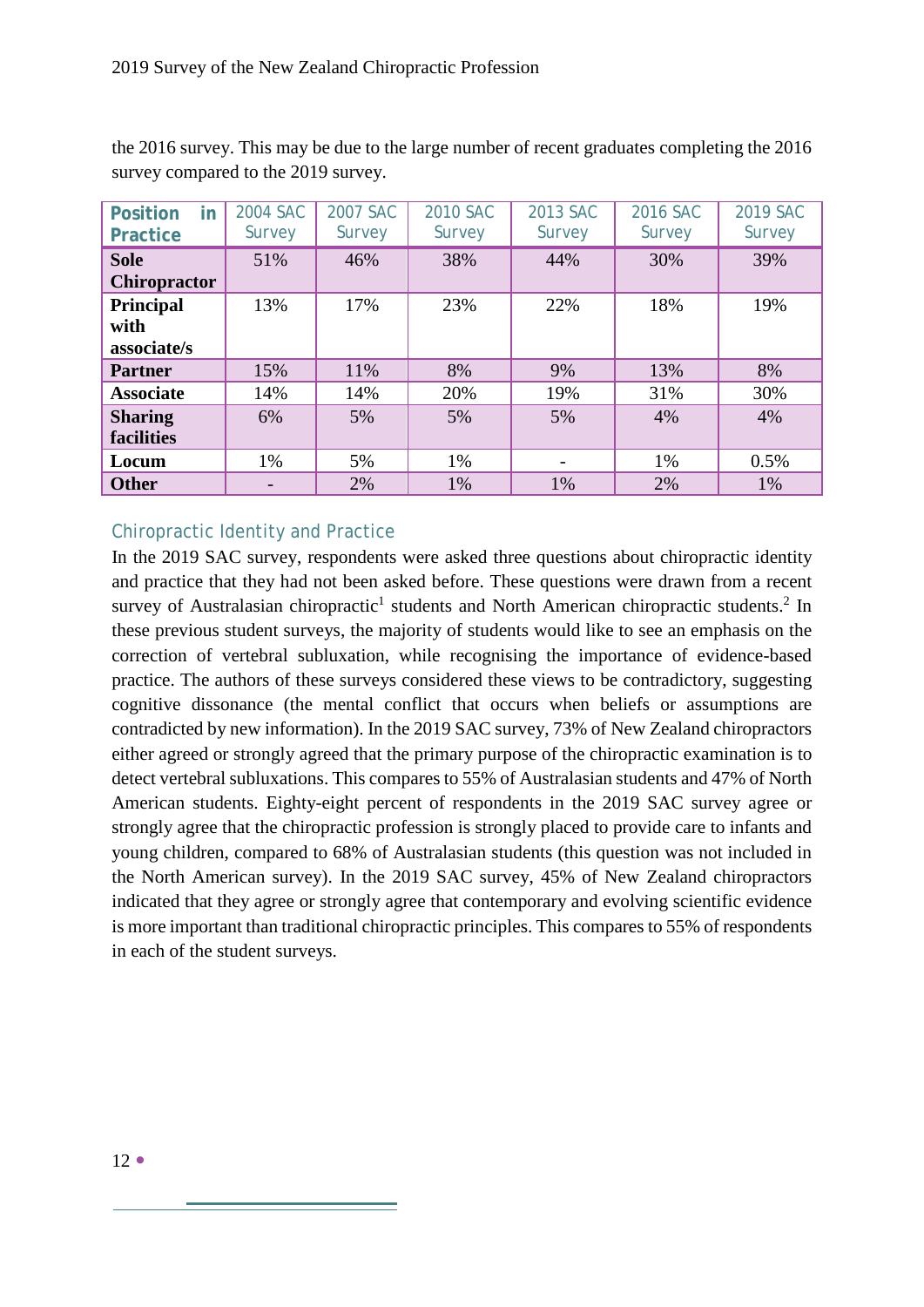the 2016 survey. This may be due to the large number of recent graduates completing the 2016 survey compared to the 2019 survey.

| Position in Practice | 2004 SAC Survey | 2007 SAC Survey | 2010 SAC Survey | 2013 SAC Survey | 2016 SAC Survey | 2019 SAC Survey |
|---|---|---|---|---|---|---|
| **Sole Chiropractor** | 51% | 46% | 38% | 44% | 30% | 39% |
| **Principal with associate/s** | 13% | 17% | 23% | 22% | 18% | 19% |
| **Partner** | 15% | 11% | 8% | 9% | 13% | 8% |
| **Associate** | 14% | 14% | 20% | 19% | 31% | 30% |
| **Sharing facilities** | 6% | 5% | 5% | 5% | 4% | 4% |
| **Locum** | 1% | 5% | 1% | - | 1% | 0.5% |
| **Other** | - | 2% | 1% | 1% | 2% | 1% |

## Chiropractic Identity and Practice

In the 2019 SAC survey, respondents were asked three questions about chiropractic identity and practice that they had not been asked before. These questions were drawn from a recent survey of Australasian chiropractic[1] students and North American chiropractic students.[2] In these previous student surveys, the majority of students would like to see an emphasis on the correction of vertebral subluxation, while recognising the importance of evidence-based practice. The authors of these surveys considered these views to be contradictory, suggesting cognitive dissonance (the mental conflict that occurs when beliefs or assumptions are contradicted by new information). In the 2019 SAC survey, 73% of New Zealand chiropractors either agreed or strongly agreed that the primary purpose of the chiropractic examination is to detect vertebral subluxations. This compares to 55% of Australasian students and 47% of North American students. Eighty-eight percent of respondents in the 2019 SAC survey agree or strongly agree that the chiropractic profession is strongly placed to provide care to infants and young children, compared to 68% of Australasian students (this question was not included in the North American survey). In the 2019 SAC survey, 45% of New Zealand chiropractors indicated that they agree or strongly agree that contemporary and evolving scientific evidence is more important than traditional chiropractic principles. This compares to 55% of respondents in each of the student surveys.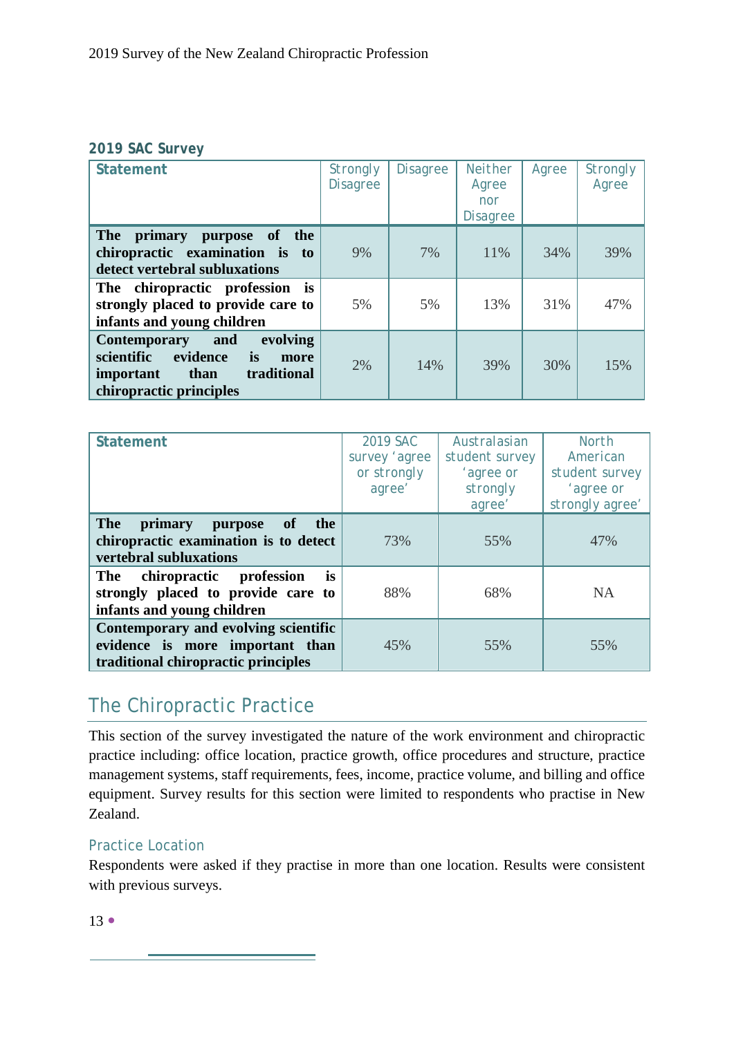### 2019 SAC Survey

| Statement | Strongly Disagree | Disagree | Neither Agree nor Disagree | Agree | Strongly Agree |
|---|---|---|---|---|---|
| **The primary purpose of the chiropractic examination is to detect vertebral subluxations** | 9% | 7% | 11% | 34% | 39% |
| **The chiropractic profession is strongly placed to provide care to infants and young children** | 5% | 5% | 13% | 31% | 47% |
| **Contemporary and evolving scientific evidence is more important than traditional chiropractic principles** | 2% | 14% | 39% | 30% | 15% |

| Statement | 2019 SAC survey 'agree or strongly agree' | Australasian student survey 'agree or strongly agree' | North American student survey 'agree or strongly agree' |
|---|---|---|---|
| **The primary purpose of the chiropractic examination is to detect vertebral subluxations** | 73% | 55% | 47% |
| **The chiropractic profession is strongly placed to provide care to infants and young children** | 88% | 68% | NA |
| **Contemporary and evolving scientific evidence is more important than traditional chiropractic principles** | 45% | 55% | 55% |

## The Chiropractic Practice

This section of the survey investigated the nature of the work environment and chiropractic practice including: office location, practice growth, office procedures and structure, practice management systems, staff requirements, fees, income, practice volume, and billing and office equipment. Survey results for this section were limited to respondents who practise in New Zealand.

### Practice Location

Respondents were asked if they practise in more than one location. Results were consistent with previous surveys.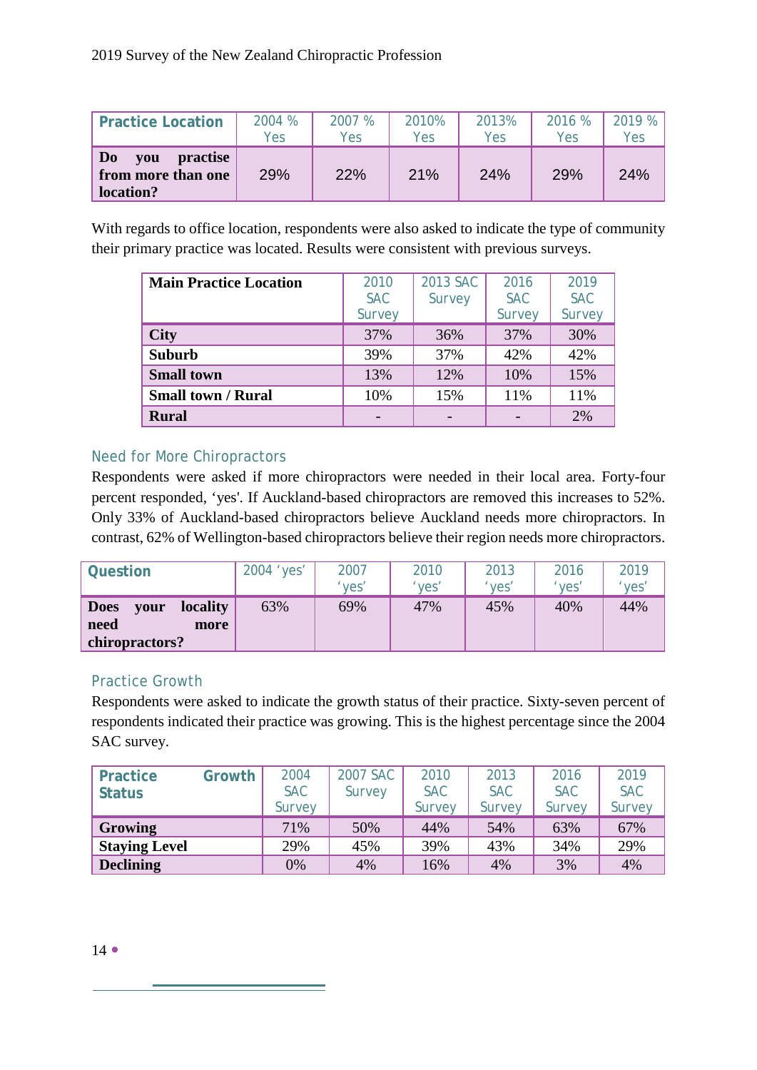| Practice Location | 2004 % Yes | 2007 % Yes | 2010% Yes | 2013% Yes | 2016 % Yes | 2019 % Yes |
|---|---|---|---|---|---|---|
| **Do you practise from more than one location?** | 29% | 22% | 21% | 24% | 29% | 24% |

With regards to office location, respondents were also asked to indicate the type of community their primary practice was located. Results were consistent with previous surveys.

| Main Practice Location | 2010 SAC Survey | 2013 SAC Survey | 2016 SAC Survey | 2019 SAC Survey |
|---|---|---|---|---|
| **City** | 37% | 36% | 37% | 30% |
| **Suburb** | 39% | 37% | 42% | 42% |
| **Small town** | 13% | 12% | 10% | 15% |
| **Small town / Rural** | 10% | 15% | 11% | 11% |
| **Rural** | - | - | - | 2% |

## Need for More Chiropractors

Respondents were asked if more chiropractors were needed in their local area. Forty-four percent responded, 'yes'. If Auckland-based chiropractors are removed this increases to 52%. Only 33% of Auckland-based chiropractors believe Auckland needs more chiropractors. In contrast, 62% of Wellington-based chiropractors believe their region needs more chiropractors.

| Question | 2004 'yes' | 2007 'yes' | 2010 'yes' | 2013 'yes' | 2016 'yes' | 2019 'yes' |
|---|---|---|---|---|---|---|
| **Does your locality need more chiropractors?** | 63% | 69% | 47% | 45% | 40% | 44% |

## Practice Growth

Respondents were asked to indicate the growth status of their practice. Sixty-seven percent of respondents indicated their practice was growing. This is the highest percentage since the 2004 SAC survey.

| Practice Growth Status | 2004 SAC Survey | 2007 SAC Survey | 2010 SAC Survey | 2013 SAC Survey | 2016 SAC Survey | 2019 SAC Survey |
|---|---|---|---|---|---|---|
| **Growing** | 71% | 50% | 44% | 54% | 63% | 67% |
| **Staying Level** | 29% | 45% | 39% | 43% | 34% | 29% |
| **Declining** | 0% | 4% | 16% | 4% | 3% | 4% |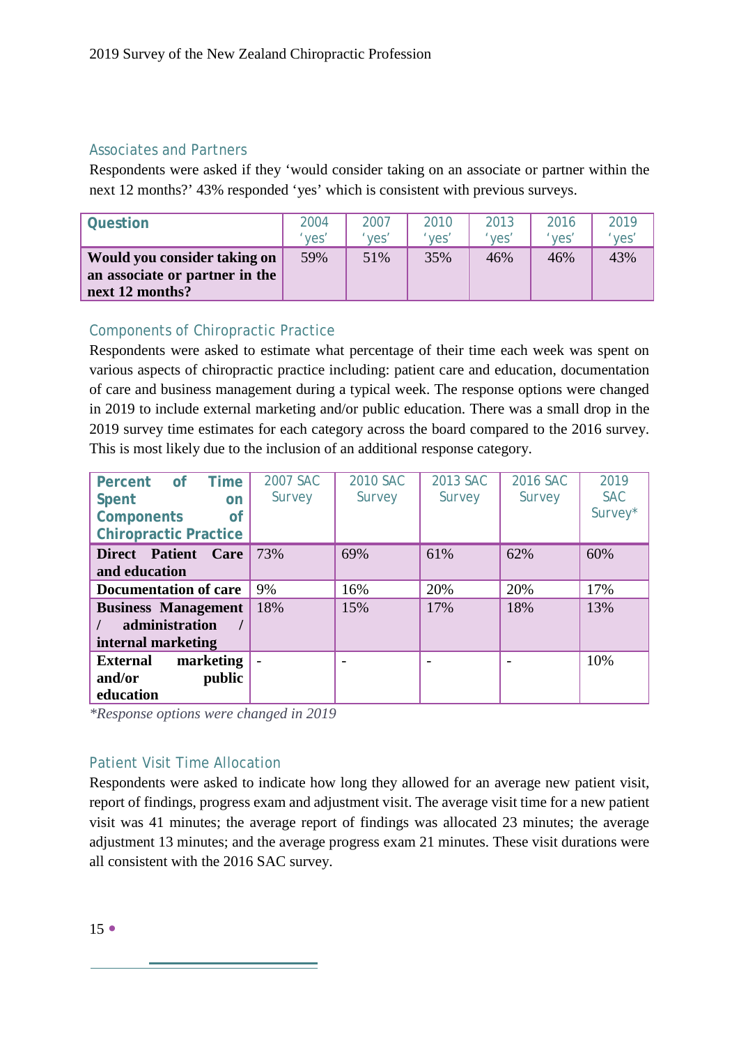## Associates and Partners

Respondents were asked if they 'would consider taking on an associate or partner within the next 12 months?' 43% responded 'yes' which is consistent with previous surveys.

| Question | 2004 'yes' | 2007 'yes' | 2010 'yes' | 2013 'yes' | 2016 'yes' | 2019 'yes' |
|---|---|---|---|---|---|---|
| **Would you consider taking on an associate or partner in the next 12 months?** | 59% | 51% | 35% | 46% | 46% | 43% |

## Components of Chiropractic Practice

Respondents were asked to estimate what percentage of their time each week was spent on various aspects of chiropractic practice including: patient care and education, documentation of care and business management during a typical week. The response options were changed in 2019 to include external marketing and/or public education. There was a small drop in the 2019 survey time estimates for each category across the board compared to the 2016 survey. This is most likely due to the inclusion of an additional response category.

| Percent of Time Spent on Components of Chiropractic Practice | 2007 SAC Survey | 2010 SAC Survey | 2013 SAC Survey | 2016 SAC Survey | 2019 SAC Survey* |
|---|---|---|---|---|---|
| **Direct Patient Care and education** | 73% | 69% | 61% | 62% | 60% |
| **Documentation of care** | 9% | 16% | 20% | 20% | 17% |
| **Business Management / administration / internal marketing** | 18% | 15% | 17% | 18% | 13% |
| **External marketing and/or public education** | - | - | - | - | 10% |

*\*Response options were changed in 2019*

## Patient Visit Time Allocation

Respondents were asked to indicate how long they allowed for an average new patient visit, report of findings, progress exam and adjustment visit. The average visit time for a new patient visit was 41 minutes; the average report of findings was allocated 23 minutes; the average adjustment 13 minutes; and the average progress exam 21 minutes. These visit durations were all consistent with the 2016 SAC survey.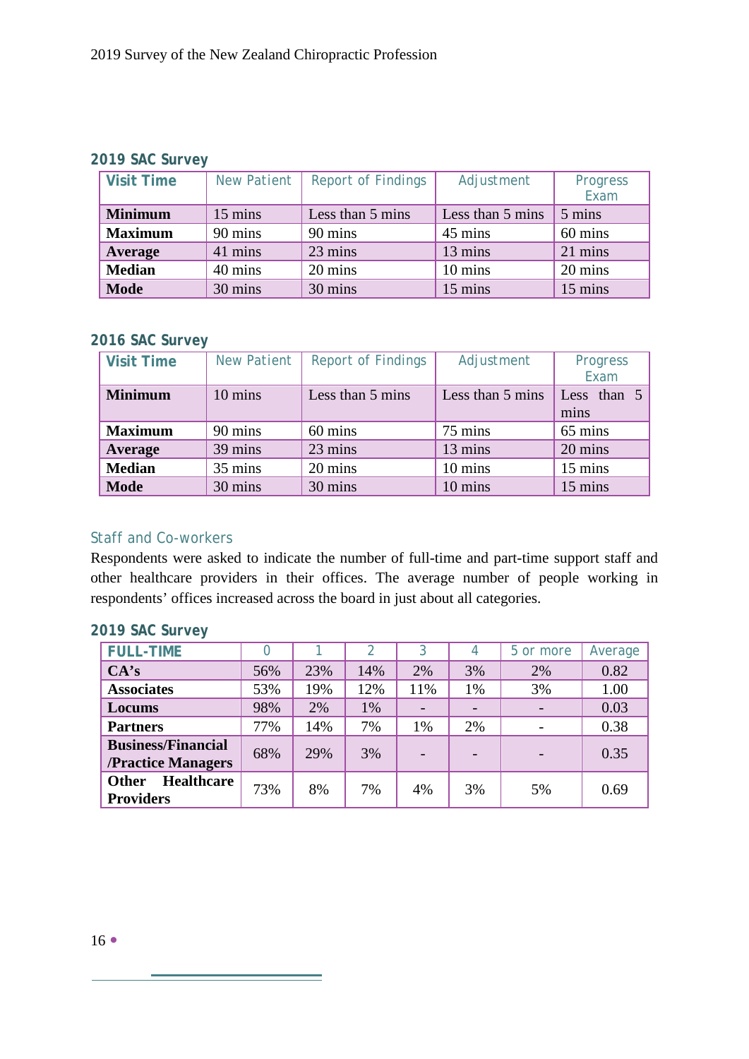### 2019 SAC Survey

| Visit Time | New Patient | Report of Findings | Adjustment | Progress Exam |
|---|---|---|---|---|
| **Minimum** | 15 mins | Less than 5 mins | Less than 5 mins | 5 mins |
| **Maximum** | 90 mins | 90 mins | 45 mins | 60 mins |
| **Average** | 41 mins | 23 mins | 13 mins | 21 mins |
| **Median** | 40 mins | 20 mins | 10 mins | 20 mins |
| **Mode** | 30 mins | 30 mins | 15 mins | 15 mins |

### 2016 SAC Survey

| Visit Time | New Patient | Report of Findings | Adjustment | Progress Exam |
|---|---|---|---|---|
| **Minimum** | 10 mins | Less than 5 mins | Less than 5 mins | Less than 5 mins |
| **Maximum** | 90 mins | 60 mins | 75 mins | 65 mins |
| **Average** | 39 mins | 23 mins | 13 mins | 20 mins |
| **Median** | 35 mins | 20 mins | 10 mins | 15 mins |
| **Mode** | 30 mins | 30 mins | 10 mins | 15 mins |

## Staff and Co-workers

Respondents were asked to indicate the number of full-time and part-time support staff and other healthcare providers in their offices. The average number of people working in respondents' offices increased across the board in just about all categories.

### 2019 SAC Survey

| FULL-TIME | 0 | 1 | 2 | 3 | 4 | 5 or more | Average |
|---|---|---|---|---|---|---|---|
| **CA's** | 56% | 23% | 14% | 2% | 3% | 2% | 0.82 |
| **Associates** | 53% | 19% | 12% | 11% | 1% | 3% | 1.00 |
| **Locums** | 98% | 2% | 1% | - | - | - | 0.03 |
| **Partners** | 77% | 14% | 7% | 1% | 2% | - | 0.38 |
| **Business/Financial /Practice Managers** | 68% | 29% | 3% | - | - | - | 0.35 |
| **Other Healthcare Providers** | 73% | 8% | 7% | 4% | 3% | 5% | 0.69 |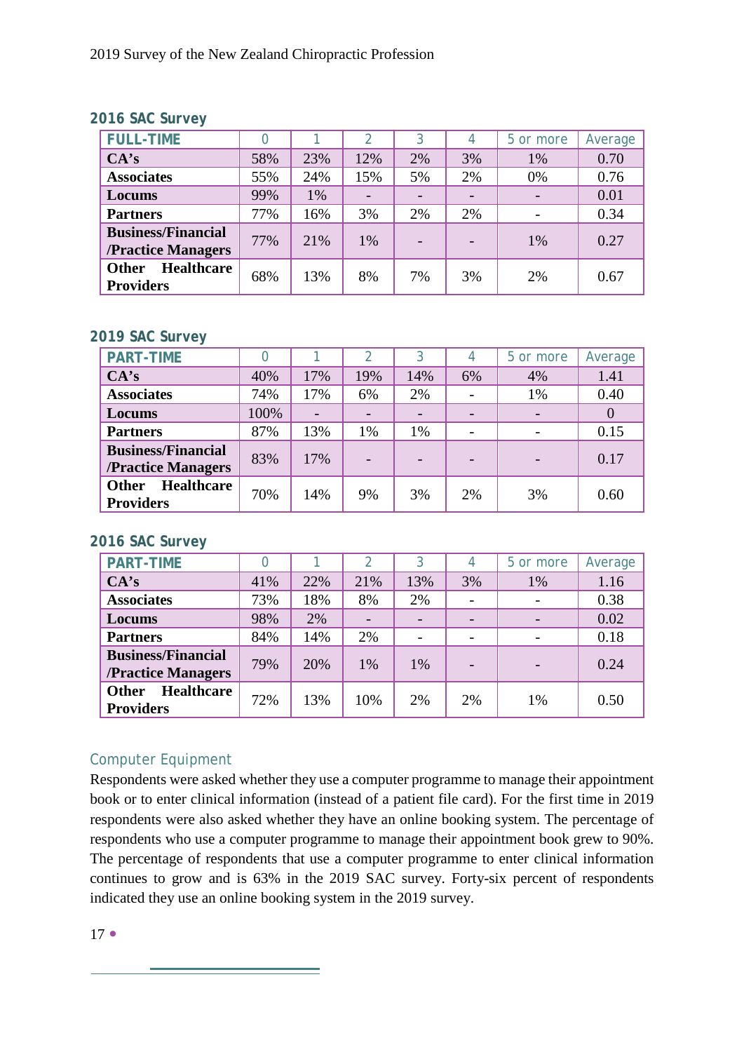### 2016 SAC Survey

| FULL-TIME | 0 | 1 | 2 | 3 | 4 | 5 or more | Average |
|---|---|---|---|---|---|---|---|
| **CA's** | 58% | 23% | 12% | 2% | 3% | 1% | 0.70 |
| **Associates** | 55% | 24% | 15% | 5% | 2% | 0% | 0.76 |
| **Locums** | 99% | 1% | - | - | - | - | 0.01 |
| **Partners** | 77% | 16% | 3% | 2% | 2% | - | 0.34 |
| **Business/Financial /Practice Managers** | 77% | 21% | 1% | - | - | 1% | 0.27 |
| **Other Healthcare Providers** | 68% | 13% | 8% | 7% | 3% | 2% | 0.67 |

### 2019 SAC Survey

| PART-TIME | 0 | 1 | 2 | 3 | 4 | 5 or more | Average |
|---|---|---|---|---|---|---|---|
| **CA's** | 40% | 17% | 19% | 14% | 6% | 4% | 1.41 |
| **Associates** | 74% | 17% | 6% | 2% | - | 1% | 0.40 |
| **Locums** | 100% | - | - | - | - | - | 0 |
| **Partners** | 87% | 13% | 1% | 1% | - | - | 0.15 |
| **Business/Financial /Practice Managers** | 83% | 17% | - | - | - | - | 0.17 |
| **Other Healthcare Providers** | 70% | 14% | 9% | 3% | 2% | 3% | 0.60 |

### 2016 SAC Survey

| PART-TIME | 0 | 1 | 2 | 3 | 4 | 5 or more | Average |
|---|---|---|---|---|---|---|---|
| **CA's** | 41% | 22% | 21% | 13% | 3% | 1% | 1.16 |
| **Associates** | 73% | 18% | 8% | 2% | - | - | 0.38 |
| **Locums** | 98% | 2% | - | - | - | - | 0.02 |
| **Partners** | 84% | 14% | 2% | - | - | - | 0.18 |
| **Business/Financial /Practice Managers** | 79% | 20% | 1% | 1% | - | - | 0.24 |
| **Other Healthcare Providers** | 72% | 13% | 10% | 2% | 2% | 1% | 0.50 |

## Computer Equipment

Respondents were asked whether they use a computer programme to manage their appointment book or to enter clinical information (instead of a patient file card). For the first time in 2019 respondents were also asked whether they have an online booking system. The percentage of respondents who use a computer programme to manage their appointment book grew to 90%. The percentage of respondents that use a computer programme to enter clinical information continues to grow and is 63% in the 2019 SAC survey. Forty-six percent of respondents indicated they use an online booking system in the 2019 survey.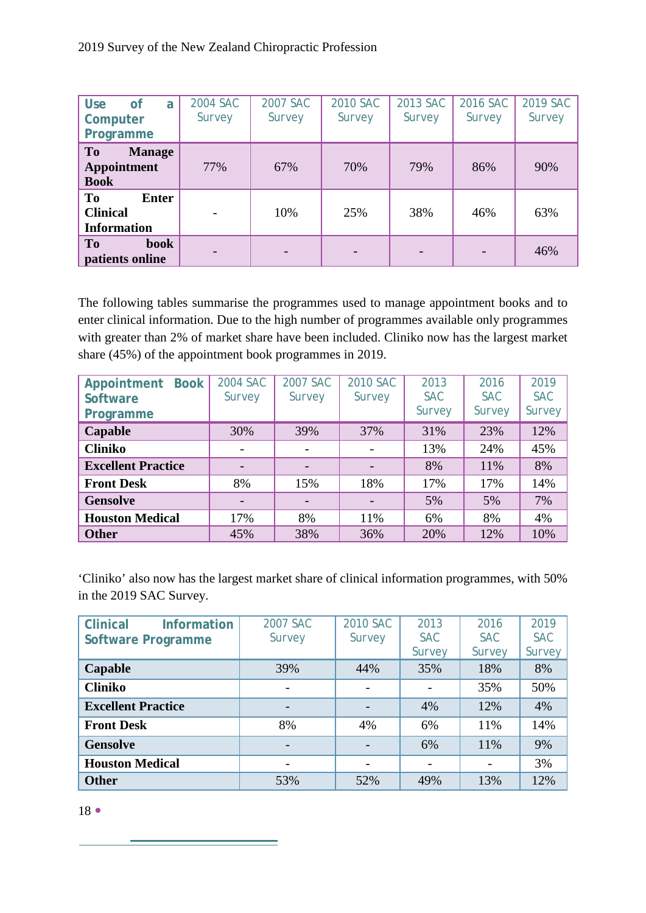| Use of a Computer Programme | 2004 SAC Survey | 2007 SAC Survey | 2010 SAC Survey | 2013 SAC Survey | 2016 SAC Survey | 2019 SAC Survey |
|---|---|---|---|---|---|---|
| **To Manage Appointment Book** | 77% | 67% | 70% | 79% | 86% | 90% |
| **To Enter Clinical Information** | - | 10% | 25% | 38% | 46% | 63% |
| **To book patients online** | - | - | - | - | - | 46% |

The following tables summarise the programmes used to manage appointment books and to enter clinical information. Due to the high number of programmes available only programmes with greater than 2% of market share have been included. Cliniko now has the largest market share (45%) of the appointment book programmes in 2019.

| Appointment Book Software Programme | 2004 SAC Survey | 2007 SAC Survey | 2010 SAC Survey | 2013 SAC Survey | 2016 SAC Survey | 2019 SAC Survey |
|---|---|---|---|---|---|---|
| **Capable** | 30% | 39% | 37% | 31% | 23% | 12% |
| **Cliniko** | - | - | - | 13% | 24% | 45% |
| **Excellent Practice** | - | - | - | 8% | 11% | 8% |
| **Front Desk** | 8% | 15% | 18% | 17% | 17% | 14% |
| **Gensolve** | - | - | - | 5% | 5% | 7% |
| **Houston Medical** | 17% | 8% | 11% | 6% | 8% | 4% |
| **Other** | 45% | 38% | 36% | 20% | 12% | 10% |

'Cliniko' also now has the largest market share of clinical information programmes, with 50% in the 2019 SAC Survey.

| Clinical Information Software Programme | 2007 SAC Survey | 2010 SAC Survey | 2013 SAC Survey | 2016 SAC Survey | 2019 SAC Survey |
|---|---|---|---|---|---|
| **Capable** | 39% | 44% | 35% | 18% | 8% |
| **Cliniko** | - | - | - | 35% | 50% |
| **Excellent Practice** | - | - | 4% | 12% | 4% |
| **Front Desk** | 8% | 4% | 6% | 11% | 14% |
| **Gensolve** | - | - | 6% | 11% | 9% |
| **Houston Medical** | - | - | - | - | 3% |
| **Other** | 53% | 52% | 49% | 13% | 12% |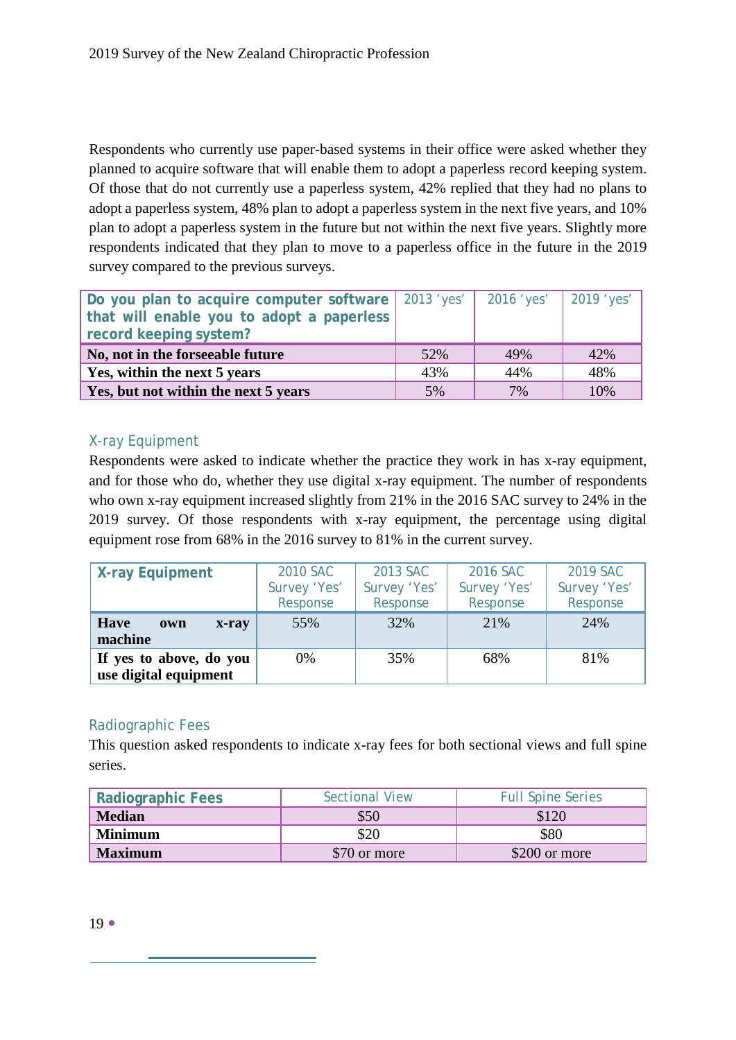Respondents who currently use paper-based systems in their office were asked whether they planned to acquire software that will enable them to adopt a paperless record keeping system. Of those that do not currently use a paperless system, 42% replied that they had no plans to adopt a paperless system, 48% plan to adopt a paperless system in the next five years, and 10% plan to adopt a paperless system in the future but not within the next five years. Slightly more respondents indicated that they plan to move to a paperless office in the future in the 2019 survey compared to the previous surveys.

| Do you plan to acquire computer software that will enable you to adopt a paperless record keeping system? | 2013 'yes' | 2016 'yes' | 2019 'yes' |
|---|---|---|---|
| **No, not in the forseeable future** | 52% | 49% | 42% |
| **Yes, within the next 5 years** | 43% | 44% | 48% |
| **Yes, but not within the next 5 years** | 5% | 7% | 10% |

### X-ray Equipment

Respondents were asked to indicate whether the practice they work in has x-ray equipment, and for those who do, whether they use digital x-ray equipment. The number of respondents who own x-ray equipment increased slightly from 21% in the 2016 SAC survey to 24% in the 2019 survey. Of those respondents with x-ray equipment, the percentage using digital equipment rose from 68% in the 2016 survey to 81% in the current survey.

| X-ray Equipment | 2010 SAC Survey 'Yes' Response | 2013 SAC Survey 'Yes' Response | 2016 SAC Survey 'Yes' Response | 2019 SAC Survey 'Yes' Response |
|---|---|---|---|---|
| **Have own x-ray machine** | 55% | 32% | 21% | 24% |
| **If yes to above, do you use digital equipment** | 0% | 35% | 68% | 81% |

### Radiographic Fees

This question asked respondents to indicate x-ray fees for both sectional views and full spine series.

| Radiographic Fees | Sectional View | Full Spine Series |
|---|---|---|
| **Median** | $50 | $120 |
| **Minimum** | $20 | $80 |
| **Maximum** | $70 or more | $200 or more |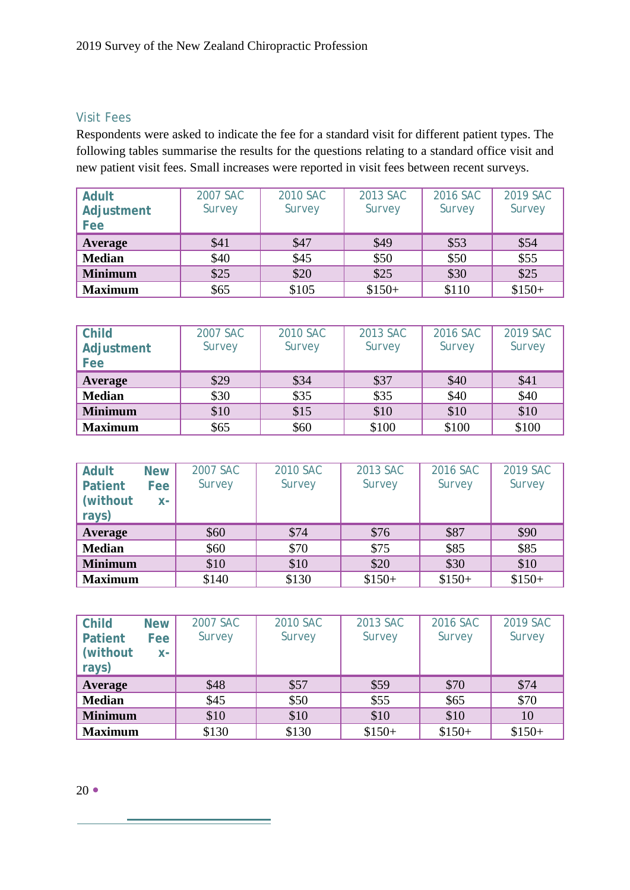## Visit Fees

Respondents were asked to indicate the fee for a standard visit for different patient types. The following tables summarise the results for the questions relating to a standard office visit and new patient visit fees. Small increases were reported in visit fees between recent surveys.

| Adult Adjustment Fee | 2007 SAC Survey | 2010 SAC Survey | 2013 SAC Survey | 2016 SAC Survey | 2019 SAC Survey |
|---|---|---|---|---|---|
| **Average** | $41 | $47 | $49 | $53 | $54 |
| **Median** | $40 | $45 | $50 | $50 | $55 |
| **Minimum** | $25 | $20 | $25 | $30 | $25 |
| **Maximum** | $65 | $105 | $150+ | $110 | $150+ |

| Child Adjustment Fee | 2007 SAC Survey | 2010 SAC Survey | 2013 SAC Survey | 2016 SAC Survey | 2019 SAC Survey |
|---|---|---|---|---|---|
| **Average** | $29 | $34 | $37 | $40 | $41 |
| **Median** | $30 | $35 | $35 | $40 | $40 |
| **Minimum** | $10 | $15 | $10 | $10 | $10 |
| **Maximum** | $65 | $60 | $100 | $100 | $100 |

| Adult New Patient Fee (without x-rays) | 2007 SAC Survey | 2010 SAC Survey | 2013 SAC Survey | 2016 SAC Survey | 2019 SAC Survey |
|---|---|---|---|---|---|
| **Average** | $60 | $74 | $76 | $87 | $90 |
| **Median** | $60 | $70 | $75 | $85 | $85 |
| **Minimum** | $10 | $10 | $20 | $30 | $10 |
| **Maximum** | $140 | $130 | $150+ | $150+ | $150+ |

| Child New Patient Fee (without x-rays) | 2007 SAC Survey | 2010 SAC Survey | 2013 SAC Survey | 2016 SAC Survey | 2019 SAC Survey |
|---|---|---|---|---|---|
| **Average** | $48 | $57 | $59 | $70 | $74 |
| **Median** | $45 | $50 | $55 | $65 | $70 |
| **Minimum** | $10 | $10 | $10 | $10 | 10 |
| **Maximum** | $130 | $130 | $150+ | $150+ | $150+ |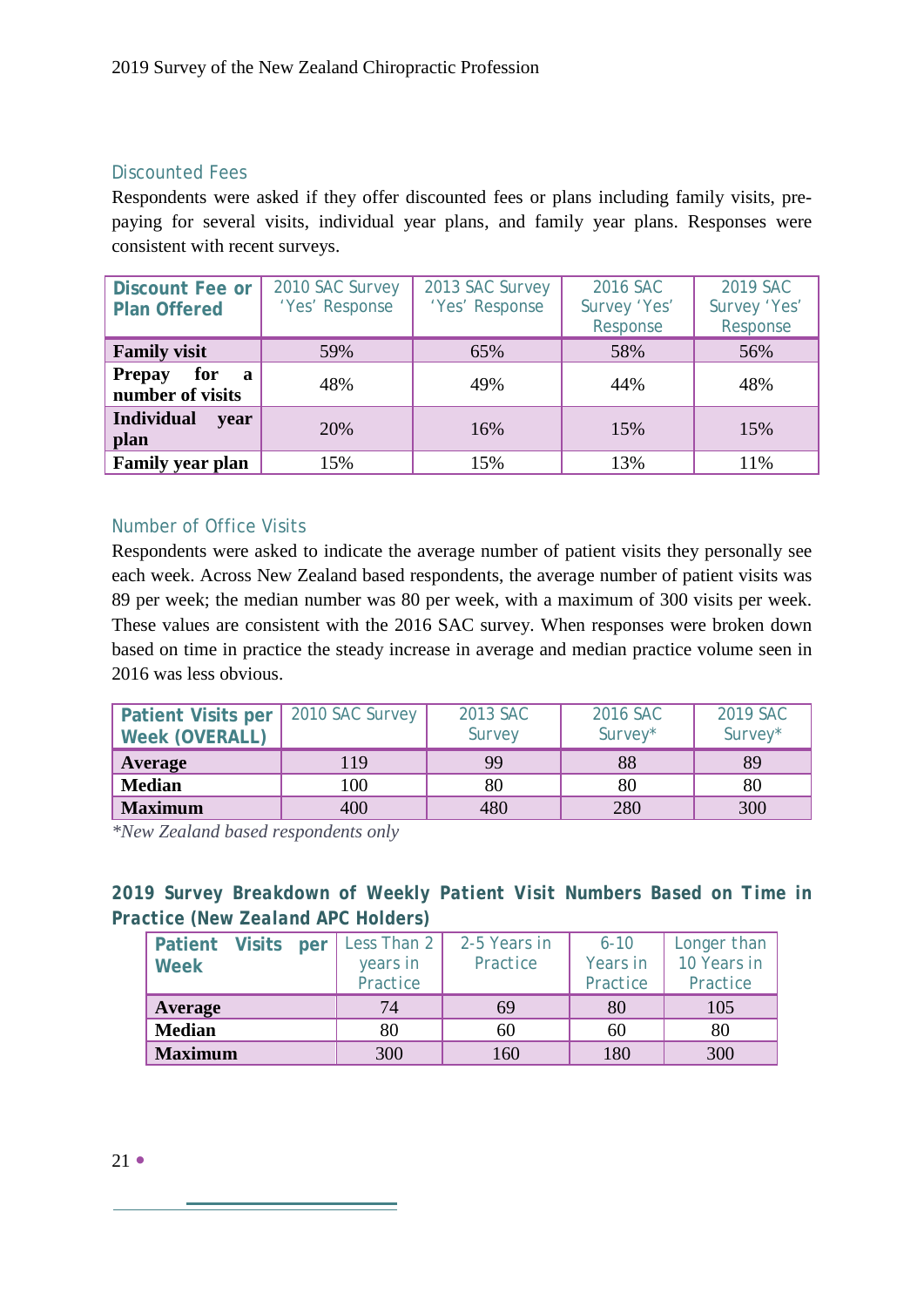## Discounted Fees

Respondents were asked if they offer discounted fees or plans including family visits, pre-paying for several visits, individual year plans, and family year plans. Responses were consistent with recent surveys.

| Discount Fee or Plan Offered | 2010 SAC Survey 'Yes' Response | 2013 SAC Survey 'Yes' Response | 2016 SAC Survey 'Yes' Response | 2019 SAC Survey 'Yes' Response |
|---|---|---|---|---|
| **Family visit** | 59% | 65% | 58% | 56% |
| **Prepay for a number of visits** | 48% | 49% | 44% | 48% |
| **Individual year plan** | 20% | 16% | 15% | 15% |
| **Family year plan** | 15% | 15% | 13% | 11% |

## Number of Office Visits

Respondents were asked to indicate the average number of patient visits they personally see each week. Across New Zealand based respondents, the average number of patient visits was 89 per week; the median number was 80 per week, with a maximum of 300 visits per week. These values are consistent with the 2016 SAC survey. When responses were broken down based on time in practice the steady increase in average and median practice volume seen in 2016 was less obvious.

| Patient Visits per Week (OVERALL) | 2010 SAC Survey | 2013 SAC Survey | 2016 SAC Survey* | 2019 SAC Survey* |
|---|---|---|---|---|
| **Average** | 119 | 99 | 88 | 89 |
| **Median** | 100 | 80 | 80 | 80 |
| **Maximum** | 400 | 480 | 280 | 300 |

*\*New Zealand based respondents only*

### 2019 Survey Breakdown of Weekly Patient Visit Numbers Based on Time in Practice (New Zealand APC Holders)

| Patient Visits per Week | Less Than 2 years in Practice | 2-5 Years in Practice | 6-10 Years in Practice | Longer than 10 Years in Practice |
|---|---|---|---|---|
| **Average** | 74 | 69 | 80 | 105 |
| **Median** | 80 | 60 | 60 | 80 |
| **Maximum** | 300 | 160 | 180 | 300 |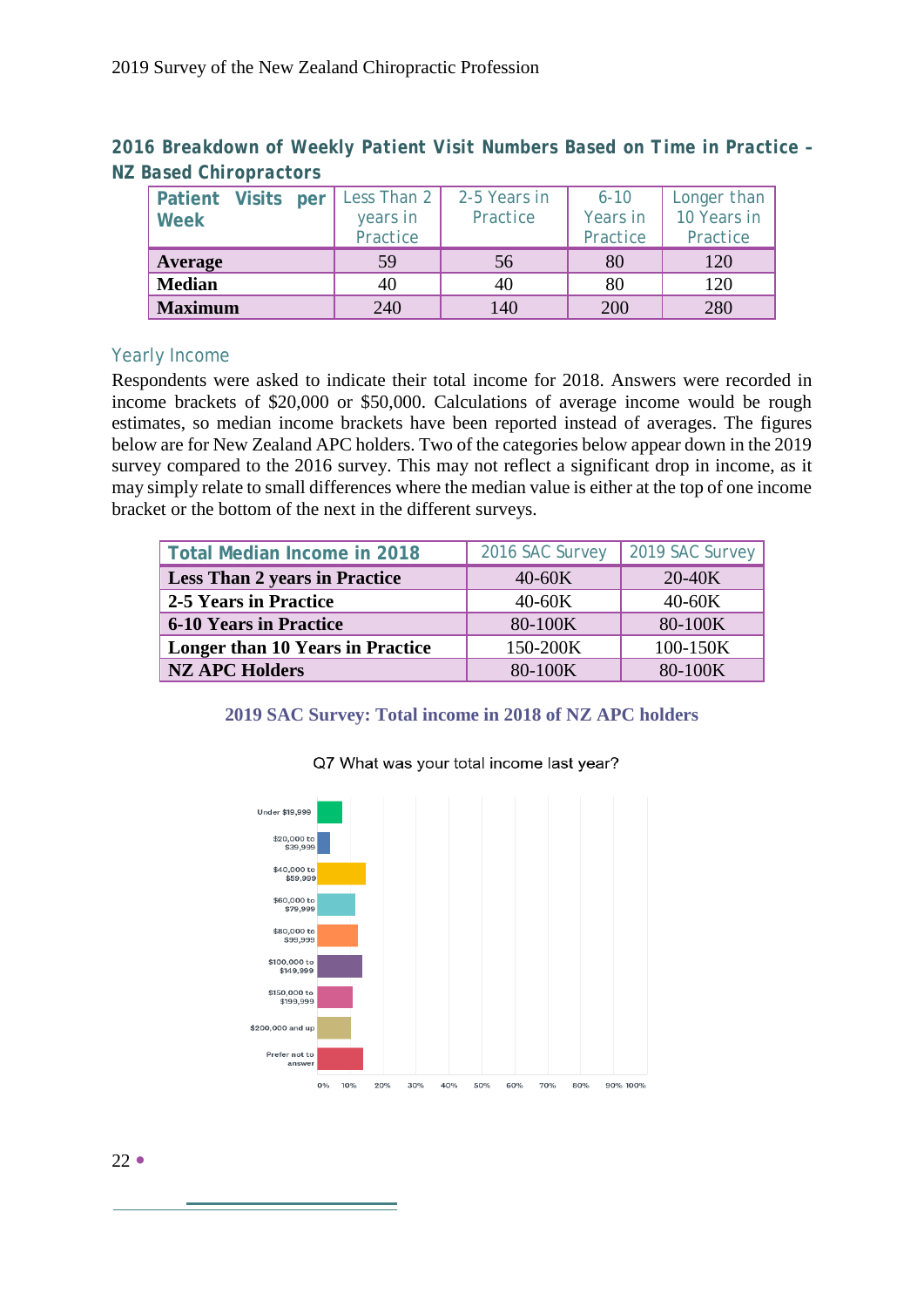### 2016 Breakdown of Weekly Patient Visit Numbers Based on Time in Practice – NZ Based Chiropractors

| Patient Visits per Week | Less Than 2 years in Practice | 2-5 Years in Practice | 6-10 Years in Practice | Longer than 10 Years in Practice |
|---|---|---|---|---|
| **Average** | 59 | 56 | 80 | 120 |
| **Median** | 40 | 40 | 80 | 120 |
| **Maximum** | 240 | 140 | 200 | 280 |

## Yearly Income

Respondents were asked to indicate their total income for 2018. Answers were recorded in income brackets of $20,000 or $50,000. Calculations of average income would be rough estimates, so median income brackets have been reported instead of averages. The figures below are for New Zealand APC holders. Two of the categories below appear down in the 2019 survey compared to the 2016 survey. This may not reflect a significant drop in income, as it may simply relate to small differences where the median value is either at the top of one income bracket or the bottom of the next in the different surveys.

| Total Median Income in 2018 | 2016 SAC Survey | 2019 SAC Survey |
|---|---|---|
| **Less Than 2 years in Practice** | 40-60K | 20-40K |
| **2-5 Years in Practice** | 40-60K | 40-60K |
| **6-10 Years in Practice** | 80-100K | 80-100K |
| **Longer than 10 Years in Practice** | 150-200K | 100-150K |
| **NZ APC Holders** | 80-100K | 80-100K |

**2019 SAC Survey: Total income in 2018 of NZ APC holders**

Q7 What was your total income last year?

Under $19,999 · $20,000 to $39,999 · $40,000 to $59,999 · $60,000 to $79,999 · $80,000 to $99,999 · $100,000 to $149,999 · $150,000 to $199,999 · $200,000 and up · Prefer not to answer

0% 10% 20% 30% 40% 50% 60% 70% 80% 90% 100%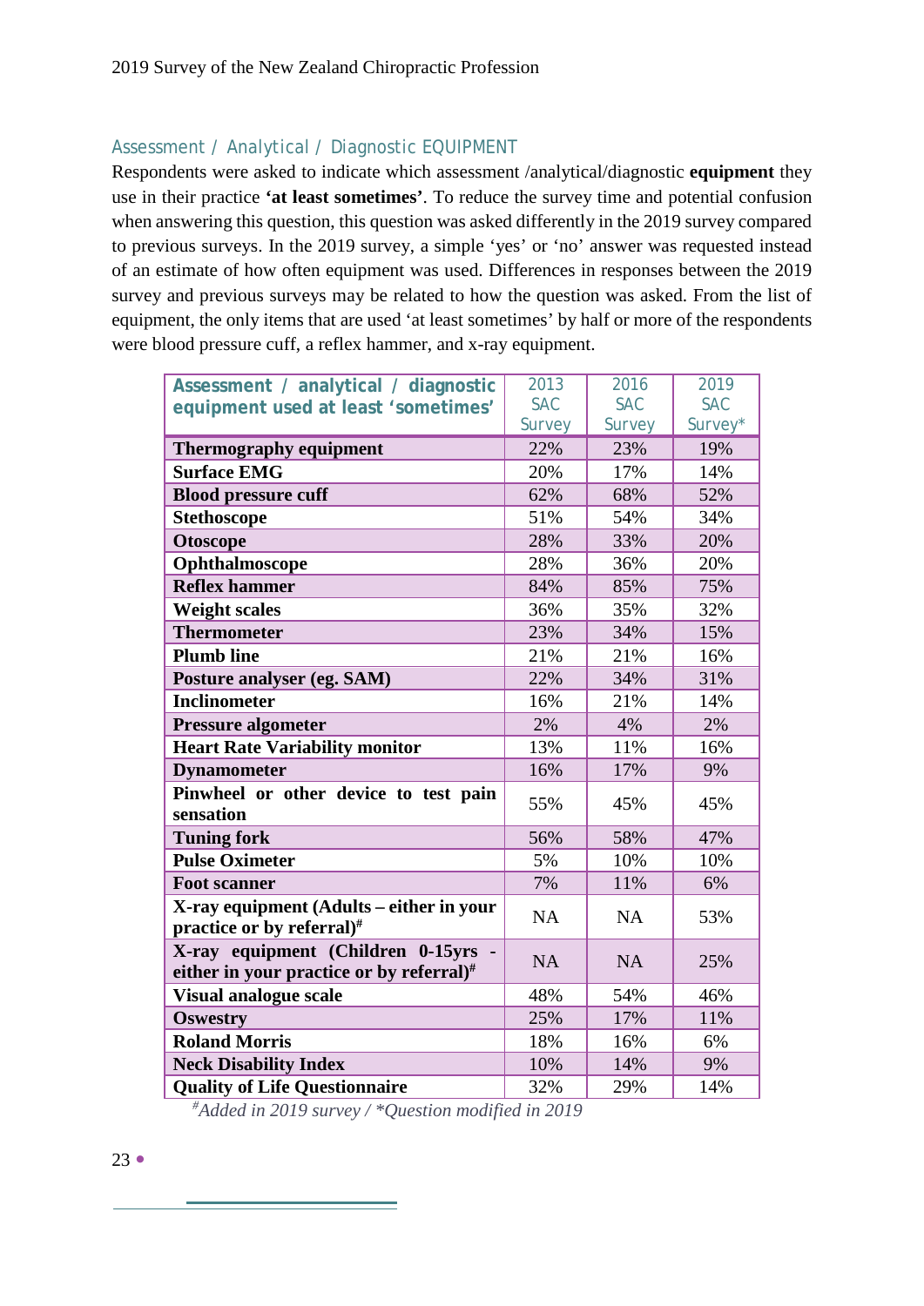## Assessment / Analytical / Diagnostic EQUIPMENT

Respondents were asked to indicate which assessment /analytical/diagnostic **equipment** they use in their practice **'at least sometimes'**. To reduce the survey time and potential confusion when answering this question, this question was asked differently in the 2019 survey compared to previous surveys. In the 2019 survey, a simple 'yes' or 'no' answer was requested instead of an estimate of how often equipment was used. Differences in responses between the 2019 survey and previous surveys may be related to how the question was asked. From the list of equipment, the only items that are used 'at least sometimes' by half or more of the respondents were blood pressure cuff, a reflex hammer, and x-ray equipment.

| Assessment / analytical / diagnostic equipment used at least 'sometimes' | 2013 SAC Survey | 2016 SAC Survey | 2019 SAC Survey* |
|---|---|---|---|
| **Thermography equipment** | 22% | 23% | 19% |
| **Surface EMG** | 20% | 17% | 14% |
| **Blood pressure cuff** | 62% | 68% | 52% |
| **Stethoscope** | 51% | 54% | 34% |
| **Otoscope** | 28% | 33% | 20% |
| **Ophthalmoscope** | 28% | 36% | 20% |
| **Reflex hammer** | 84% | 85% | 75% |
| **Weight scales** | 36% | 35% | 32% |
| **Thermometer** | 23% | 34% | 15% |
| **Plumb line** | 21% | 21% | 16% |
| **Posture analyser (eg. SAM)** | 22% | 34% | 31% |
| **Inclinometer** | 16% | 21% | 14% |
| **Pressure algometer** | 2% | 4% | 2% |
| **Heart Rate Variability monitor** | 13% | 11% | 16% |
| **Dynamometer** | 16% | 17% | 9% |
| **Pinwheel or other device to test pain sensation** | 55% | 45% | 45% |
| **Tuning fork** | 56% | 58% | 47% |
| **Pulse Oximeter** | 5% | 10% | 10% |
| **Foot scanner** | 7% | 11% | 6% |
| **X-ray equipment (Adults – either in your practice or by referral)#** | NA | NA | 53% |
| **X-ray equipment (Children 0-15yrs - either in your practice or by referral)#** | NA | NA | 25% |
| **Visual analogue scale** | 48% | 54% | 46% |
| **Oswestry** | 25% | 17% | 11% |
| **Roland Morris** | 18% | 16% | 6% |
| **Neck Disability Index** | 10% | 14% | 9% |
| **Quality of Life Questionnaire** | 32% | 29% | 14% |

*#Added in 2019 survey / *Question modified in 2019*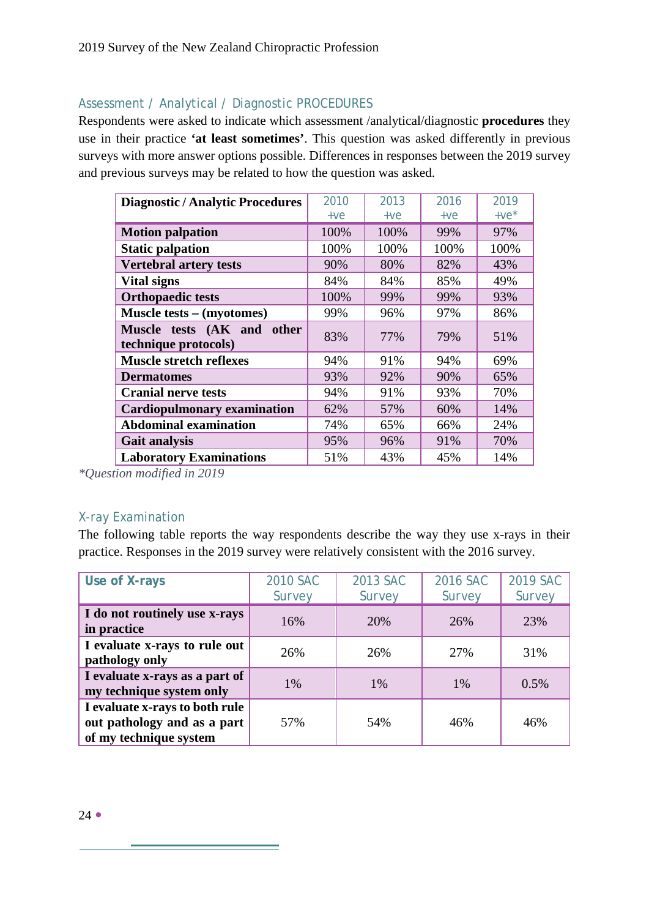## Assessment / Analytical / Diagnostic PROCEDURES

Respondents were asked to indicate which assessment /analytical/diagnostic **procedures** they use in their practice **'at least sometimes'**. This question was asked differently in previous surveys with more answer options possible. Differences in responses between the 2019 survey and previous surveys may be related to how the question was asked.

| Diagnostic / Analytic Procedures | 2010 +ve | 2013 +ve | 2016 +ve | 2019 +ve* |
|---|---|---|---|---|
| **Motion palpation** | 100% | 100% | 99% | 97% |
| **Static palpation** | 100% | 100% | 100% | 100% |
| **Vertebral artery tests** | 90% | 80% | 82% | 43% |
| **Vital signs** | 84% | 84% | 85% | 49% |
| **Orthopaedic tests** | 100% | 99% | 99% | 93% |
| **Muscle tests – (myotomes)** | 99% | 96% | 97% | 86% |
| **Muscle tests (AK and other technique protocols)** | 83% | 77% | 79% | 51% |
| **Muscle stretch reflexes** | 94% | 91% | 94% | 69% |
| **Dermatomes** | 93% | 92% | 90% | 65% |
| **Cranial nerve tests** | 94% | 91% | 93% | 70% |
| **Cardiopulmonary examination** | 62% | 57% | 60% | 14% |
| **Abdominal examination** | 74% | 65% | 66% | 24% |
| **Gait analysis** | 95% | 96% | 91% | 70% |
| **Laboratory Examinations** | 51% | 43% | 45% | 14% |

*\*Question modified in 2019*

## X-ray Examination

The following table reports the way respondents describe the way they use x-rays in their practice. Responses in the 2019 survey were relatively consistent with the 2016 survey.

| Use of X-rays | 2010 SAC Survey | 2013 SAC Survey | 2016 SAC Survey | 2019 SAC Survey |
|---|---|---|---|---|
| **I do not routinely use x-rays in practice** | 16% | 20% | 26% | 23% |
| **I evaluate x-rays to rule out pathology only** | 26% | 26% | 27% | 31% |
| **I evaluate x-rays as a part of my technique system only** | 1% | 1% | 1% | 0.5% |
| **I evaluate x-rays to both rule out pathology and as a part of my technique system** | 57% | 54% | 46% | 46% |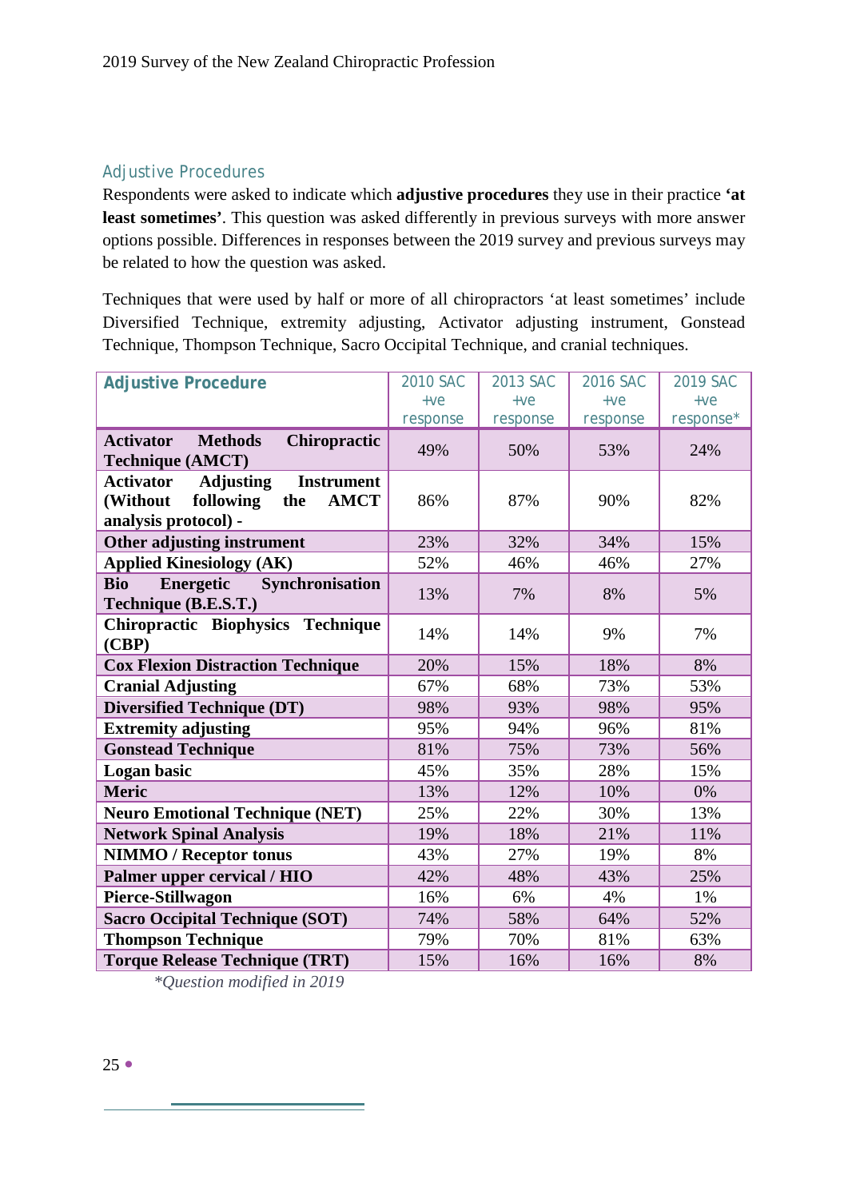## Adjustive Procedures

Respondents were asked to indicate which **adjustive procedures** they use in their practice **'at least sometimes'**. This question was asked differently in previous surveys with more answer options possible. Differences in responses between the 2019 survey and previous surveys may be related to how the question was asked.

Techniques that were used by half or more of all chiropractors 'at least sometimes' include Diversified Technique, extremity adjusting, Activator adjusting instrument, Gonstead Technique, Thompson Technique, Sacro Occipital Technique, and cranial techniques.

| Adjustive Procedure | 2010 SAC +ve response | 2013 SAC +ve response | 2016 SAC +ve response | 2019 SAC +ve response* |
|---|---|---|---|---|
| **Activator Methods Chiropractic Technique (AMCT)** | 49% | 50% | 53% | 24% |
| **Activator Adjusting Instrument (Without following the AMCT analysis protocol) -** | 86% | 87% | 90% | 82% |
| **Other adjusting instrument** | 23% | 32% | 34% | 15% |
| **Applied Kinesiology (AK)** | 52% | 46% | 46% | 27% |
| **Bio Energetic Synchronisation Technique (B.E.S.T.)** | 13% | 7% | 8% | 5% |
| **Chiropractic Biophysics Technique (CBP)** | 14% | 14% | 9% | 7% |
| **Cox Flexion Distraction Technique** | 20% | 15% | 18% | 8% |
| **Cranial Adjusting** | 67% | 68% | 73% | 53% |
| **Diversified Technique (DT)** | 98% | 93% | 98% | 95% |
| **Extremity adjusting** | 95% | 94% | 96% | 81% |
| **Gonstead Technique** | 81% | 75% | 73% | 56% |
| **Logan basic** | 45% | 35% | 28% | 15% |
| **Meric** | 13% | 12% | 10% | 0% |
| **Neuro Emotional Technique (NET)** | 25% | 22% | 30% | 13% |
| **Network Spinal Analysis** | 19% | 18% | 21% | 11% |
| **NIMMO / Receptor tonus** | 43% | 27% | 19% | 8% |
| **Palmer upper cervical / HIO** | 42% | 48% | 43% | 25% |
| **Pierce-Stillwagon** | 16% | 6% | 4% | 1% |
| **Sacro Occipital Technique (SOT)** | 74% | 58% | 64% | 52% |
| **Thompson Technique** | 79% | 70% | 81% | 63% |
| **Torque Release Technique (TRT)** | 15% | 16% | 16% | 8% |

*\*Question modified in 2019*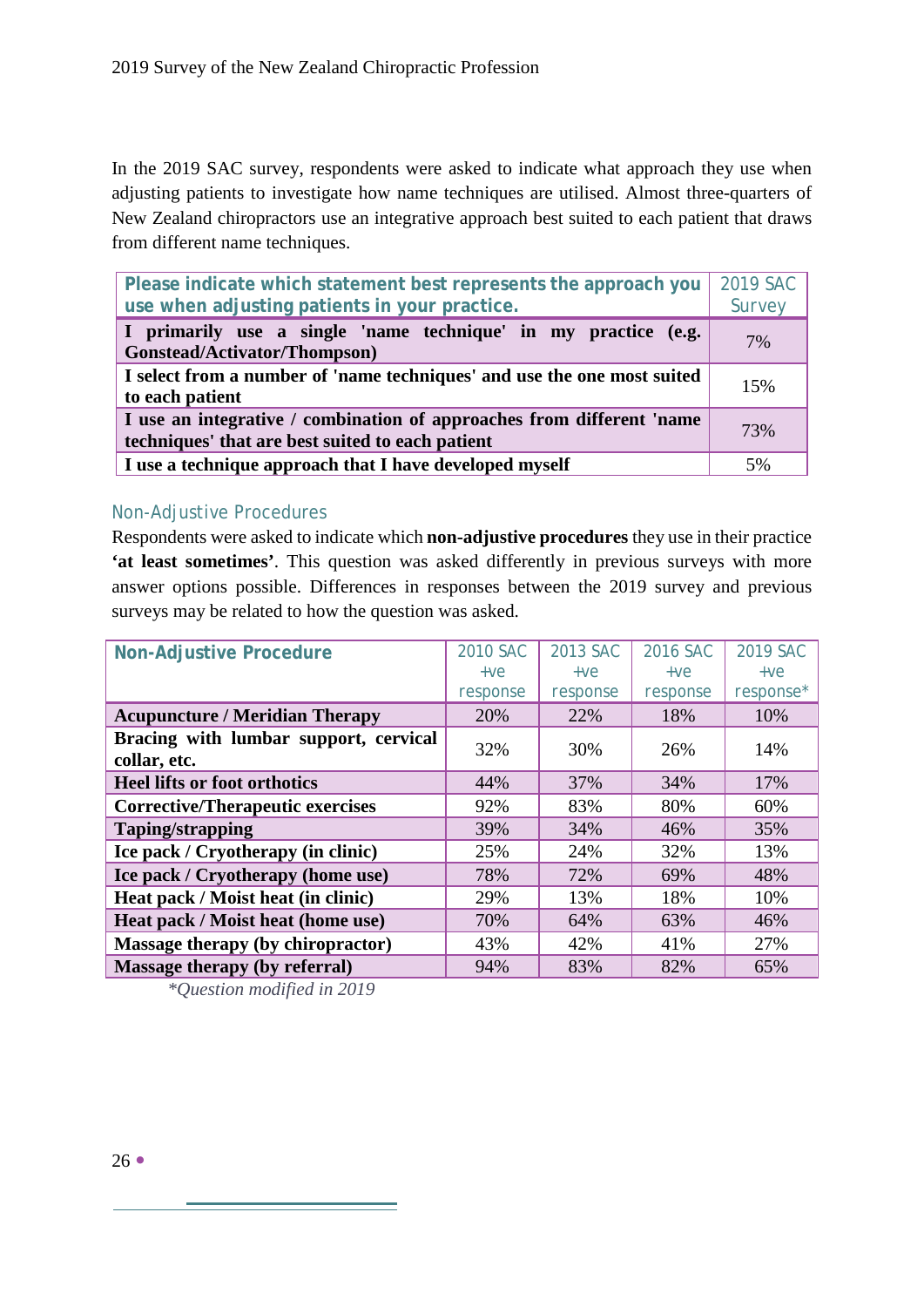In the 2019 SAC survey, respondents were asked to indicate what approach they use when adjusting patients to investigate how name techniques are utilised. Almost three-quarters of New Zealand chiropractors use an integrative approach best suited to each patient that draws from different name techniques.

| Please indicate which statement best represents the approach you use when adjusting patients in your practice. | 2019 SAC Survey |
|---|---|
| **I primarily use a single 'name technique' in my practice (e.g. Gonstead/Activator/Thompson)** | 7% |
| **I select from a number of 'name techniques' and use the one most suited to each patient** | 15% |
| **I use an integrative / combination of approaches from different 'name techniques' that are best suited to each patient** | 73% |
| **I use a technique approach that I have developed myself** | 5% |

## Non-Adjustive Procedures

Respondents were asked to indicate which **non-adjustive procedures** they use in their practice **'at least sometimes'**. This question was asked differently in previous surveys with more answer options possible. Differences in responses between the 2019 survey and previous surveys may be related to how the question was asked.

| Non-Adjustive Procedure | 2010 SAC +ve response | 2013 SAC +ve response | 2016 SAC +ve response | 2019 SAC +ve response* |
|---|---|---|---|---|
| **Acupuncture / Meridian Therapy** | 20% | 22% | 18% | 10% |
| **Bracing with lumbar support, cervical collar, etc.** | 32% | 30% | 26% | 14% |
| **Heel lifts or foot orthotics** | 44% | 37% | 34% | 17% |
| **Corrective/Therapeutic exercises** | 92% | 83% | 80% | 60% |
| **Taping/strapping** | 39% | 34% | 46% | 35% |
| **Ice pack / Cryotherapy (in clinic)** | 25% | 24% | 32% | 13% |
| **Ice pack / Cryotherapy (home use)** | 78% | 72% | 69% | 48% |
| **Heat pack / Moist heat (in clinic)** | 29% | 13% | 18% | 10% |
| **Heat pack / Moist heat (home use)** | 70% | 64% | 63% | 46% |
| **Massage therapy (by chiropractor)** | 43% | 42% | 41% | 27% |
| **Massage therapy (by referral)** | 94% | 83% | 82% | 65% |

*\*Question modified in 2019*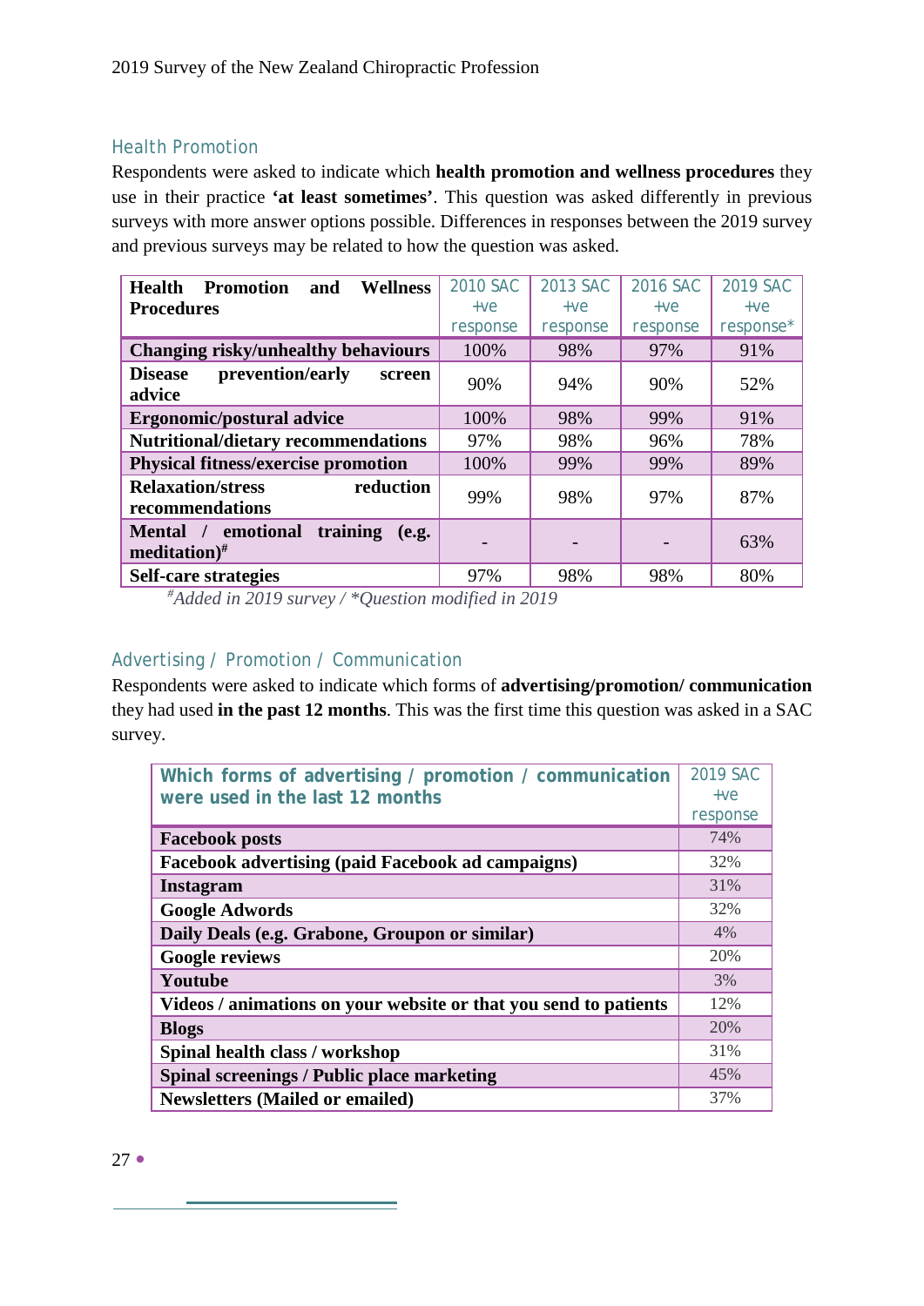## Health Promotion

Respondents were asked to indicate which **health promotion and wellness procedures** they use in their practice **'at least sometimes'**. This question was asked differently in previous surveys with more answer options possible. Differences in responses between the 2019 survey and previous surveys may be related to how the question was asked.

| Health Promotion and Wellness Procedures | 2010 SAC +ve response | 2013 SAC +ve response | 2016 SAC +ve response | 2019 SAC +ve response* |
|---|---|---|---|---|
| **Changing risky/unhealthy behaviours** | 100% | 98% | 97% | 91% |
| **Disease prevention/early screen advice** | 90% | 94% | 90% | 52% |
| **Ergonomic/postural advice** | 100% | 98% | 99% | 91% |
| **Nutritional/dietary recommendations** | 97% | 98% | 96% | 78% |
| **Physical fitness/exercise promotion** | 100% | 99% | 99% | 89% |
| **Relaxation/stress reduction recommendations** | 99% | 98% | 97% | 87% |
| **Mental / emotional training (e.g. meditation)#** | - | - | - | 63% |
| **Self-care strategies** | 97% | 98% | 98% | 80% |

*#Added in 2019 survey / \*Question modified in 2019*

## Advertising / Promotion / Communication

Respondents were asked to indicate which forms of **advertising/promotion/ communication** they had used **in the past 12 months**. This was the first time this question was asked in a SAC survey.

| Which forms of advertising / promotion / communication were used in the last 12 months | 2019 SAC +ve response |
|---|---|
| **Facebook posts** | 74% |
| **Facebook advertising (paid Facebook ad campaigns)** | 32% |
| **Instagram** | 31% |
| **Google Adwords** | 32% |
| **Daily Deals (e.g. Grabone, Groupon or similar)** | 4% |
| **Google reviews** | 20% |
| **Youtube** | 3% |
| **Videos / animations on your website or that you send to patients** | 12% |
| **Blogs** | 20% |
| **Spinal health class / workshop** | 31% |
| **Spinal screenings / Public place marketing** | 45% |
| **Newsletters (Mailed or emailed)** | 37% |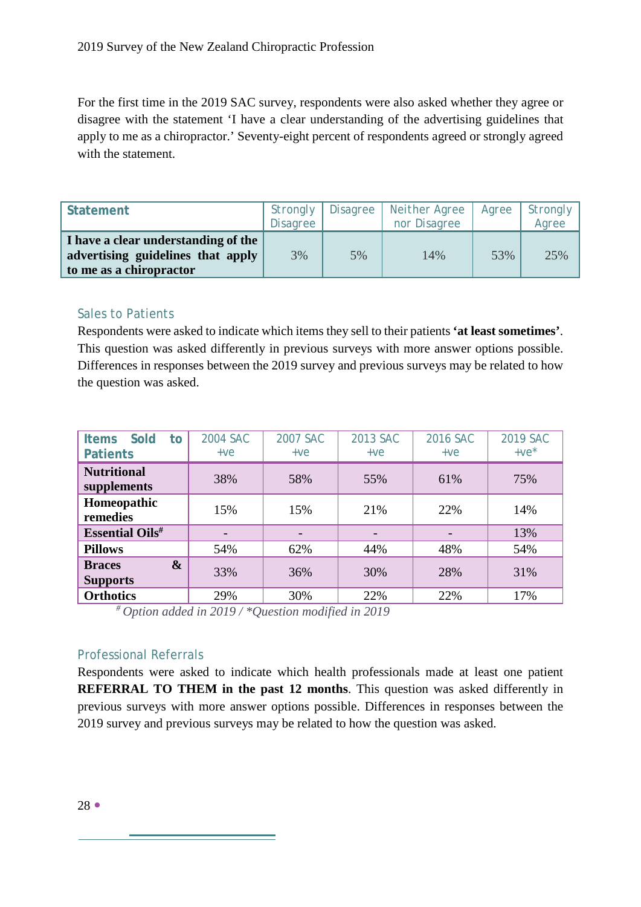For the first time in the 2019 SAC survey, respondents were also asked whether they agree or disagree with the statement 'I have a clear understanding of the advertising guidelines that apply to me as a chiropractor.' Seventy-eight percent of respondents agreed or strongly agreed with the statement.

| Statement | Strongly Disagree | Disagree | Neither Agree nor Disagree | Agree | Strongly Agree |
|---|---|---|---|---|---|
| **I have a clear understanding of the advertising guidelines that apply to me as a chiropractor** | 3% | 5% | 14% | 53% | 25% |

### Sales to Patients

Respondents were asked to indicate which items they sell to their patients **'at least sometimes'**. This question was asked differently in previous surveys with more answer options possible. Differences in responses between the 2019 survey and previous surveys may be related to how the question was asked.

| Items Sold to Patients | 2004 SAC +ve | 2007 SAC +ve | 2013 SAC +ve | 2016 SAC +ve | 2019 SAC +ve* |
|---|---|---|---|---|---|
| **Nutritional supplements** | 38% | 58% | 55% | 61% | 75% |
| **Homeopathic remedies** | 15% | 15% | 21% | 22% | 14% |
| **Essential Oils#** | - | - | - | - | 13% |
| **Pillows** | 54% | 62% | 44% | 48% | 54% |
| **Braces & Supports** | 33% | 36% | 30% | 28% | 31% |
| **Orthotics** | 29% | 30% | 22% | 22% | 17% |

*# Option added in 2019 / \*Question modified in 2019*

### Professional Referrals

Respondents were asked to indicate which health professionals made at least one patient **REFERRAL TO THEM in the past 12 months**. This question was asked differently in previous surveys with more answer options possible. Differences in responses between the 2019 survey and previous surveys may be related to how the question was asked.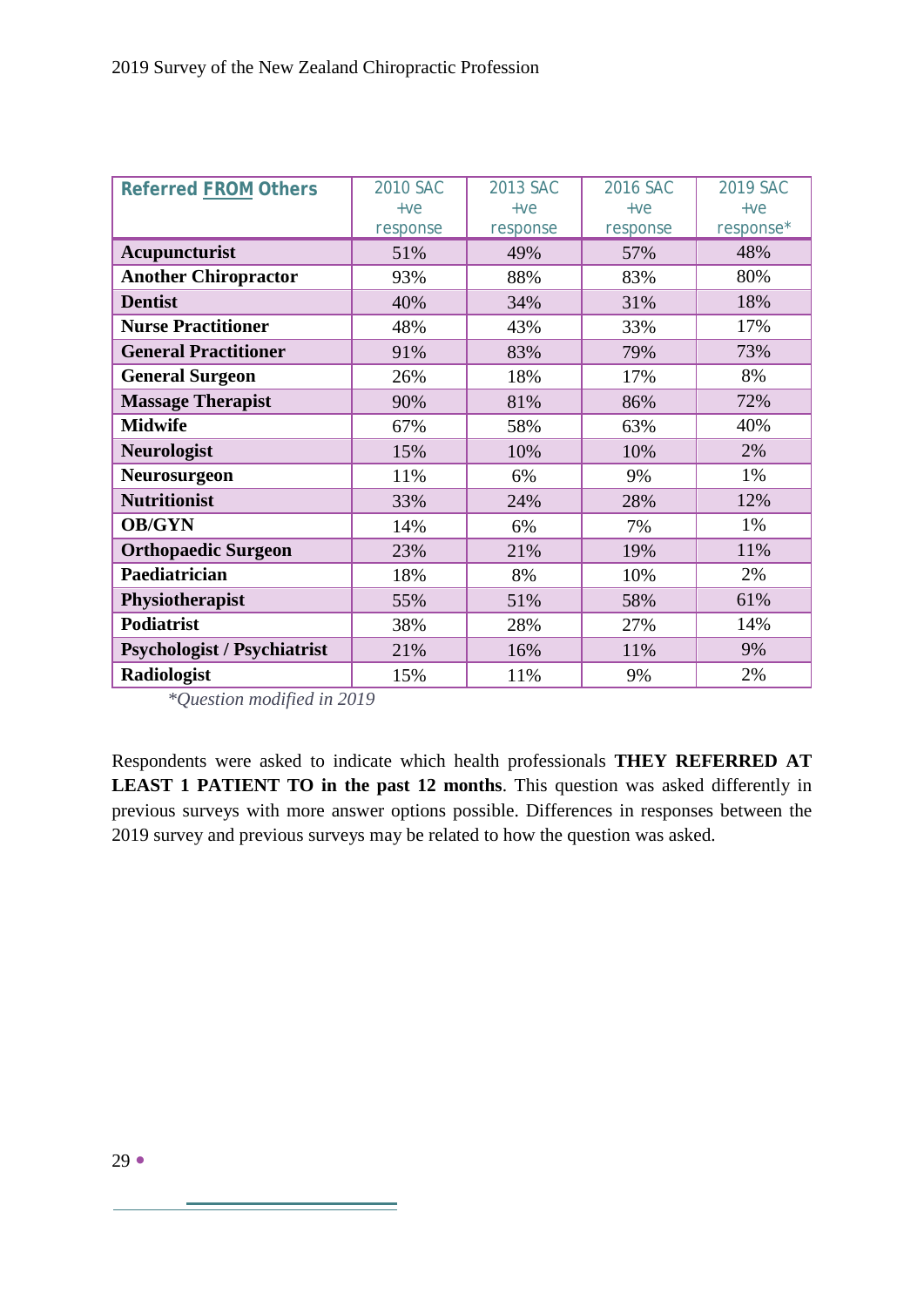| **Referred FROM Others** | 2010 SAC +ve response | 2013 SAC +ve response | 2016 SAC +ve response | 2019 SAC +ve response* |
|---|---|---|---|---|
| **Acupuncturist** | 51% | 49% | 57% | 48% |
| **Another Chiropractor** | 93% | 88% | 83% | 80% |
| **Dentist** | 40% | 34% | 31% | 18% |
| **Nurse Practitioner** | 48% | 43% | 33% | 17% |
| **General Practitioner** | 91% | 83% | 79% | 73% |
| **General Surgeon** | 26% | 18% | 17% | 8% |
| **Massage Therapist** | 90% | 81% | 86% | 72% |
| **Midwife** | 67% | 58% | 63% | 40% |
| **Neurologist** | 15% | 10% | 10% | 2% |
| **Neurosurgeon** | 11% | 6% | 9% | 1% |
| **Nutritionist** | 33% | 24% | 28% | 12% |
| **OB/GYN** | 14% | 6% | 7% | 1% |
| **Orthopaedic Surgeon** | 23% | 21% | 19% | 11% |
| **Paediatrician** | 18% | 8% | 10% | 2% |
| **Physiotherapist** | 55% | 51% | 58% | 61% |
| **Podiatrist** | 38% | 28% | 27% | 14% |
| **Psychologist / Psychiatrist** | 21% | 16% | 11% | 9% |
| **Radiologist** | 15% | 11% | 9% | 2% |

*\*Question modified in 2019*

Respondents were asked to indicate which health professionals **THEY REFERRED AT LEAST 1 PATIENT TO in the past 12 months**. This question was asked differently in previous surveys with more answer options possible. Differences in responses between the 2019 survey and previous surveys may be related to how the question was asked.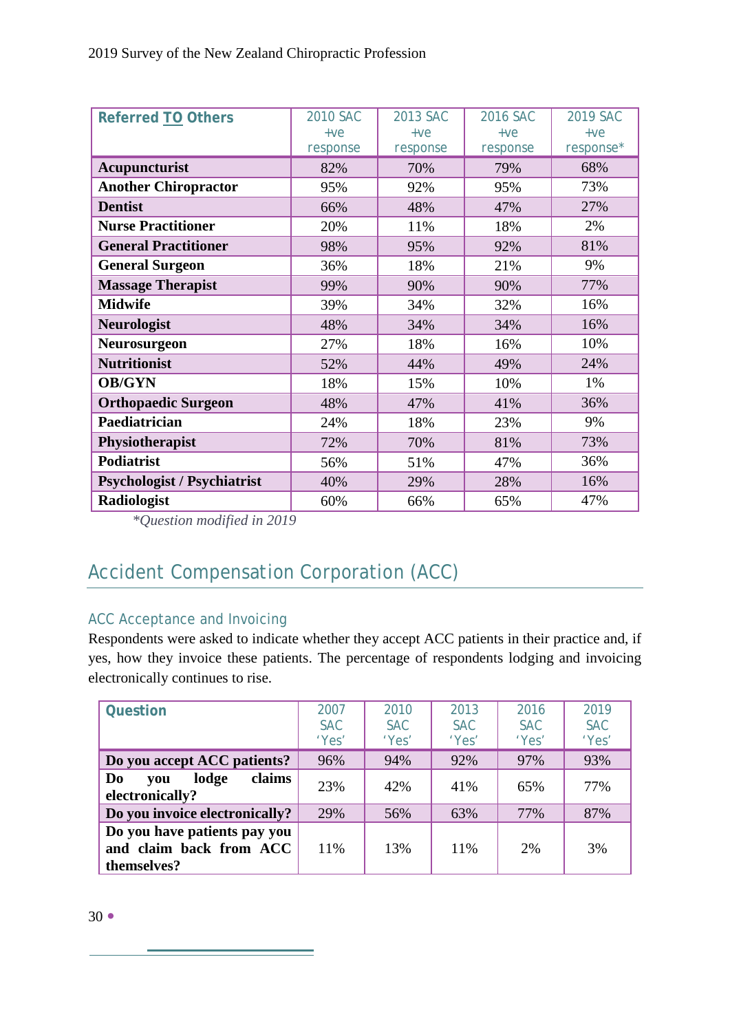| Referred **TO** Others | 2010 SAC +ve response | 2013 SAC +ve response | 2016 SAC +ve response | 2019 SAC +ve response* |
|---|---|---|---|---|
| **Acupuncturist** | 82% | 70% | 79% | 68% |
| **Another Chiropractor** | 95% | 92% | 95% | 73% |
| **Dentist** | 66% | 48% | 47% | 27% |
| **Nurse Practitioner** | 20% | 11% | 18% | 2% |
| **General Practitioner** | 98% | 95% | 92% | 81% |
| **General Surgeon** | 36% | 18% | 21% | 9% |
| **Massage Therapist** | 99% | 90% | 90% | 77% |
| **Midwife** | 39% | 34% | 32% | 16% |
| **Neurologist** | 48% | 34% | 34% | 16% |
| **Neurosurgeon** | 27% | 18% | 16% | 10% |
| **Nutritionist** | 52% | 44% | 49% | 24% |
| **OB/GYN** | 18% | 15% | 10% | 1% |
| **Orthopaedic Surgeon** | 48% | 47% | 41% | 36% |
| **Paediatrician** | 24% | 18% | 23% | 9% |
| **Physiotherapist** | 72% | 70% | 81% | 73% |
| **Podiatrist** | 56% | 51% | 47% | 36% |
| **Psychologist / Psychiatrist** | 40% | 29% | 28% | 16% |
| **Radiologist** | 60% | 66% | 65% | 47% |

*\*Question modified in 2019*

# Accident Compensation Corporation (ACC)

## ACC Acceptance and Invoicing

Respondents were asked to indicate whether they accept ACC patients in their practice and, if yes, how they invoice these patients. The percentage of respondents lodging and invoicing electronically continues to rise.

| Question | 2007 SAC 'Yes' | 2010 SAC 'Yes' | 2013 SAC 'Yes' | 2016 SAC 'Yes' | 2019 SAC 'Yes' |
|---|---|---|---|---|---|
| **Do you accept ACC patients?** | 96% | 94% | 92% | 97% | 93% |
| **Do you lodge claims electronically?** | 23% | 42% | 41% | 65% | 77% |
| **Do you invoice electronically?** | 29% | 56% | 63% | 77% | 87% |
| **Do you have patients pay you and claim back from ACC themselves?** | 11% | 13% | 11% | 2% | 3% |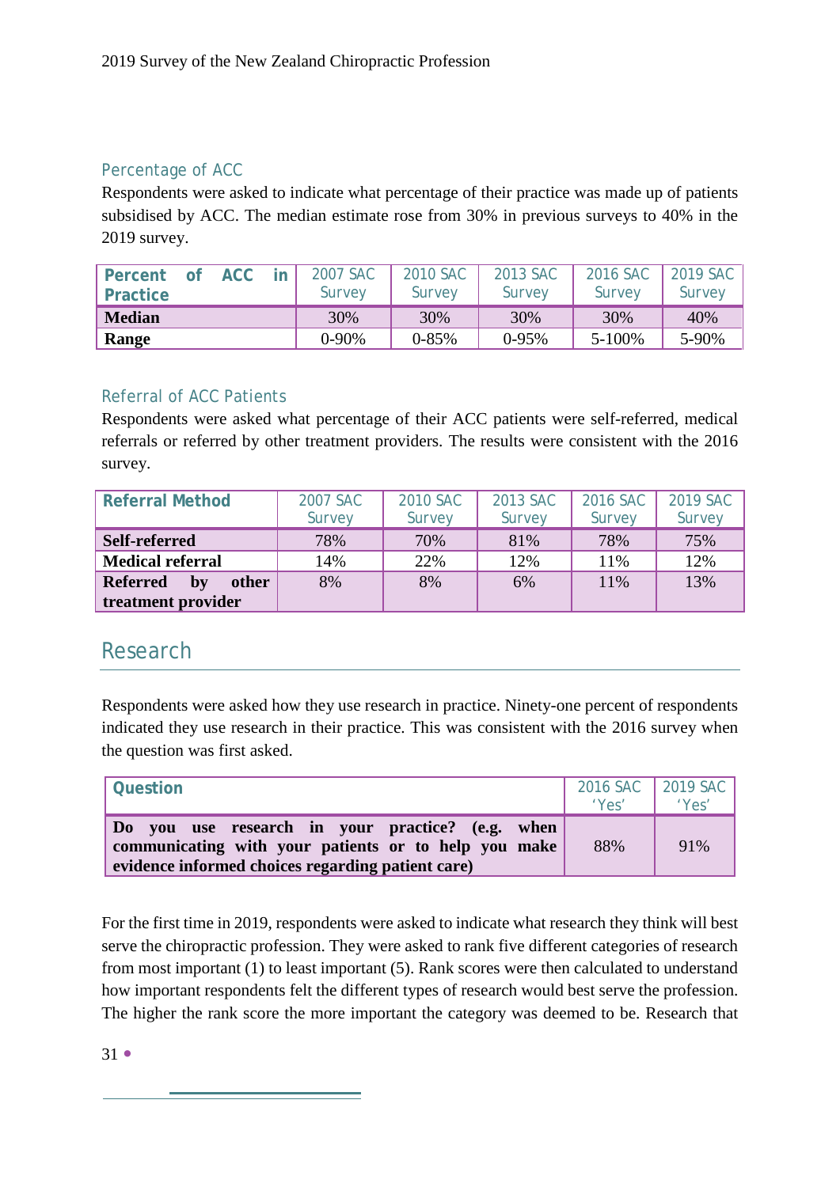### Percentage of ACC

Respondents were asked to indicate what percentage of their practice was made up of patients subsidised by ACC. The median estimate rose from 30% in previous surveys to 40% in the 2019 survey.

| Percent of ACC in Practice | 2007 SAC Survey | 2010 SAC Survey | 2013 SAC Survey | 2016 SAC Survey | 2019 SAC Survey |
|---|---|---|---|---|---|
| **Median** | 30% | 30% | 30% | 30% | 40% |
| **Range** | 0-90% | 0-85% | 0-95% | 5-100% | 5-90% |

### Referral of ACC Patients

Respondents were asked what percentage of their ACC patients were self-referred, medical referrals or referred by other treatment providers. The results were consistent with the 2016 survey.

| Referral Method | 2007 SAC Survey | 2010 SAC Survey | 2013 SAC Survey | 2016 SAC Survey | 2019 SAC Survey |
|---|---|---|---|---|---|
| **Self-referred** | 78% | 70% | 81% | 78% | 75% |
| **Medical referral** | 14% | 22% | 12% | 11% | 12% |
| **Referred by other treatment provider** | 8% | 8% | 6% | 11% | 13% |

## Research

Respondents were asked how they use research in practice. Ninety-one percent of respondents indicated they use research in their practice. This was consistent with the 2016 survey when the question was first asked.

| Question | 2016 SAC 'Yes' | 2019 SAC 'Yes' |
|---|---|---|
| **Do you use research in your practice? (e.g. when communicating with your patients or to help you make evidence informed choices regarding patient care)** | 88% | 91% |

For the first time in 2019, respondents were asked to indicate what research they think will best serve the chiropractic profession. They were asked to rank five different categories of research from most important (1) to least important (5). Rank scores were then calculated to understand how important respondents felt the different types of research would best serve the profession. The higher the rank score the more important the category was deemed to be. Research that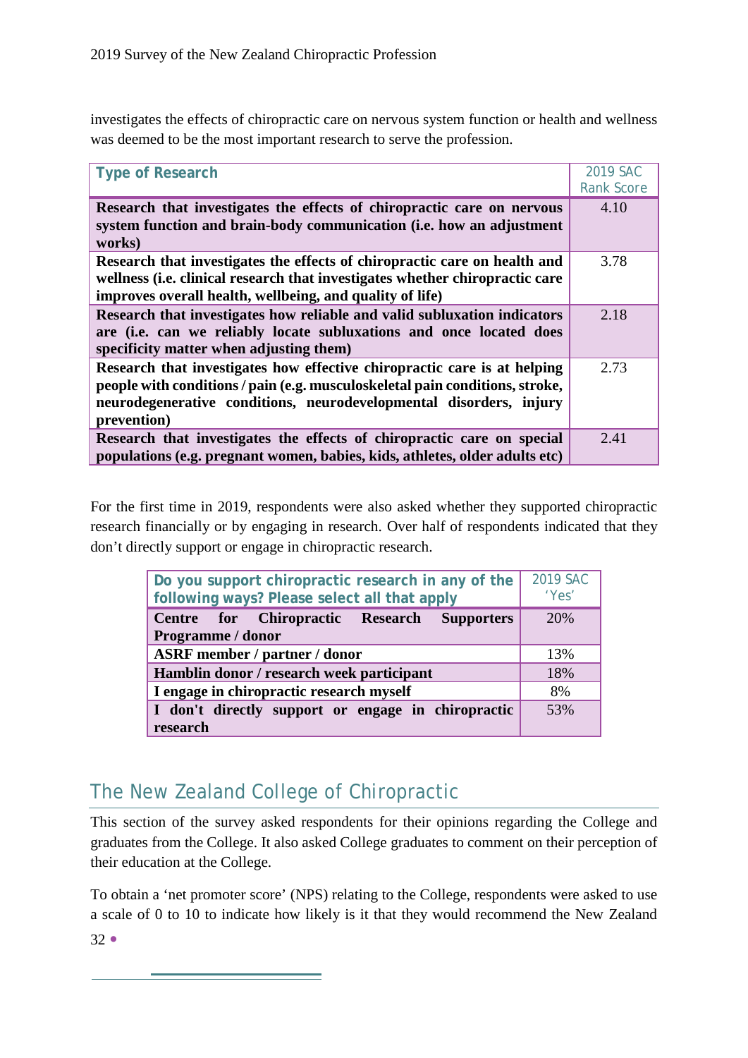investigates the effects of chiropractic care on nervous system function or health and wellness was deemed to be the most important research to serve the profession.

| Type of Research | 2019 SAC Rank Score |
|---|---|
| **Research that investigates the effects of chiropractic care on nervous system function and brain-body communication (i.e. how an adjustment works)** | 4.10 |
| **Research that investigates the effects of chiropractic care on health and wellness (i.e. clinical research that investigates whether chiropractic care improves overall health, wellbeing, and quality of life)** | 3.78 |
| **Research that investigates how reliable and valid subluxation indicators are (i.e. can we reliably locate subluxations and once located does specificity matter when adjusting them)** | 2.18 |
| **Research that investigates how effective chiropractic care is at helping people with conditions / pain (e.g. musculoskeletal pain conditions, stroke, neurodegenerative conditions, neurodevelopmental disorders, injury prevention)** | 2.73 |
| **Research that investigates the effects of chiropractic care on special populations (e.g. pregnant women, babies, kids, athletes, older adults etc)** | 2.41 |

For the first time in 2019, respondents were also asked whether they supported chiropractic research financially or by engaging in research. Over half of respondents indicated that they don't directly support or engage in chiropractic research.

| Do you support chiropractic research in any of the following ways? Please select all that apply | 2019 SAC 'Yes' |
|---|---|
| **Centre for Chiropractic Research Supporters Programme / donor** | 20% |
| **ASRF member / partner / donor** | 13% |
| **Hamblin donor / research week participant** | 18% |
| **I engage in chiropractic research myself** | 8% |
| **I don't directly support or engage in chiropractic research** | 53% |

## The New Zealand College of Chiropractic

This section of the survey asked respondents for their opinions regarding the College and graduates from the College. It also asked College graduates to comment on their perception of their education at the College.

To obtain a 'net promoter score' (NPS) relating to the College, respondents were asked to use a scale of 0 to 10 to indicate how likely is it that they would recommend the New Zealand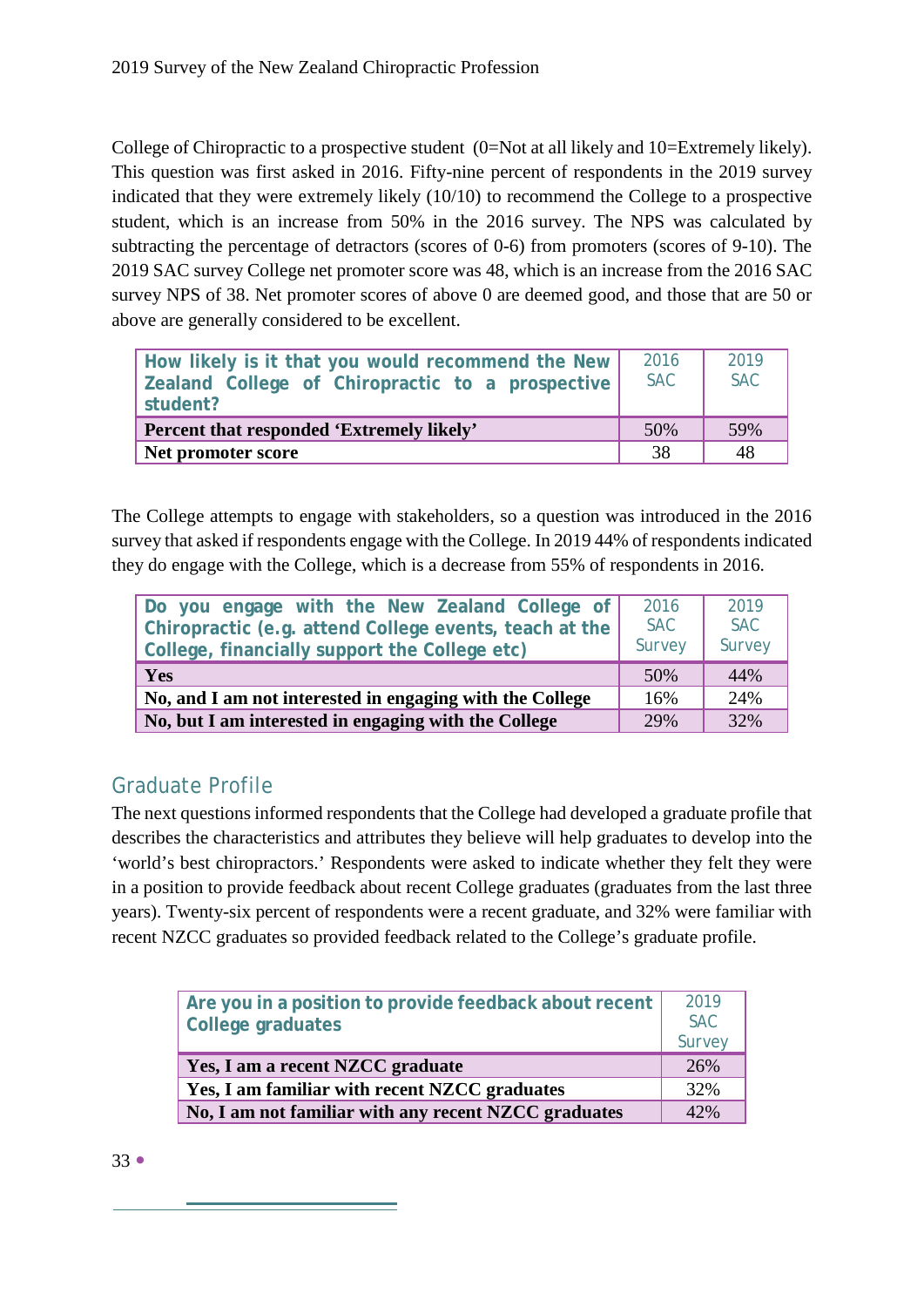College of Chiropractic to a prospective student (0=Not at all likely and 10=Extremely likely). This question was first asked in 2016. Fifty-nine percent of respondents in the 2019 survey indicated that they were extremely likely (10/10) to recommend the College to a prospective student, which is an increase from 50% in the 2016 survey. The NPS was calculated by subtracting the percentage of detractors (scores of 0-6) from promoters (scores of 9-10). The 2019 SAC survey College net promoter score was 48, which is an increase from the 2016 SAC survey NPS of 38. Net promoter scores of above 0 are deemed good, and those that are 50 or above are generally considered to be excellent.

| How likely is it that you would recommend the New Zealand College of Chiropractic to a prospective student? | 2016 SAC | 2019 SAC |
|---|---|---|
| **Percent that responded 'Extremely likely'** | 50% | 59% |
| **Net promoter score** | 38 | 48 |

The College attempts to engage with stakeholders, so a question was introduced in the 2016 survey that asked if respondents engage with the College. In 2019 44% of respondents indicated they do engage with the College, which is a decrease from 55% of respondents in 2016.

| Do you engage with the New Zealand College of Chiropractic (e.g. attend College events, teach at the College, financially support the College etc) | 2016 SAC Survey | 2019 SAC Survey |
|---|---|---|
| **Yes** | 50% | 44% |
| **No, and I am not interested in engaging with the College** | 16% | 24% |
| **No, but I am interested in engaging with the College** | 29% | 32% |

## Graduate Profile

The next questions informed respondents that the College had developed a graduate profile that describes the characteristics and attributes they believe will help graduates to develop into the 'world's best chiropractors.' Respondents were asked to indicate whether they felt they were in a position to provide feedback about recent College graduates (graduates from the last three years). Twenty-six percent of respondents were a recent graduate, and 32% were familiar with recent NZCC graduates so provided feedback related to the College's graduate profile.

| Are you in a position to provide feedback about recent College graduates | 2019 SAC Survey |
|---|---|
| **Yes, I am a recent NZCC graduate** | 26% |
| **Yes, I am familiar with recent NZCC graduates** | 32% |
| **No, I am not familiar with any recent NZCC graduates** | 42% |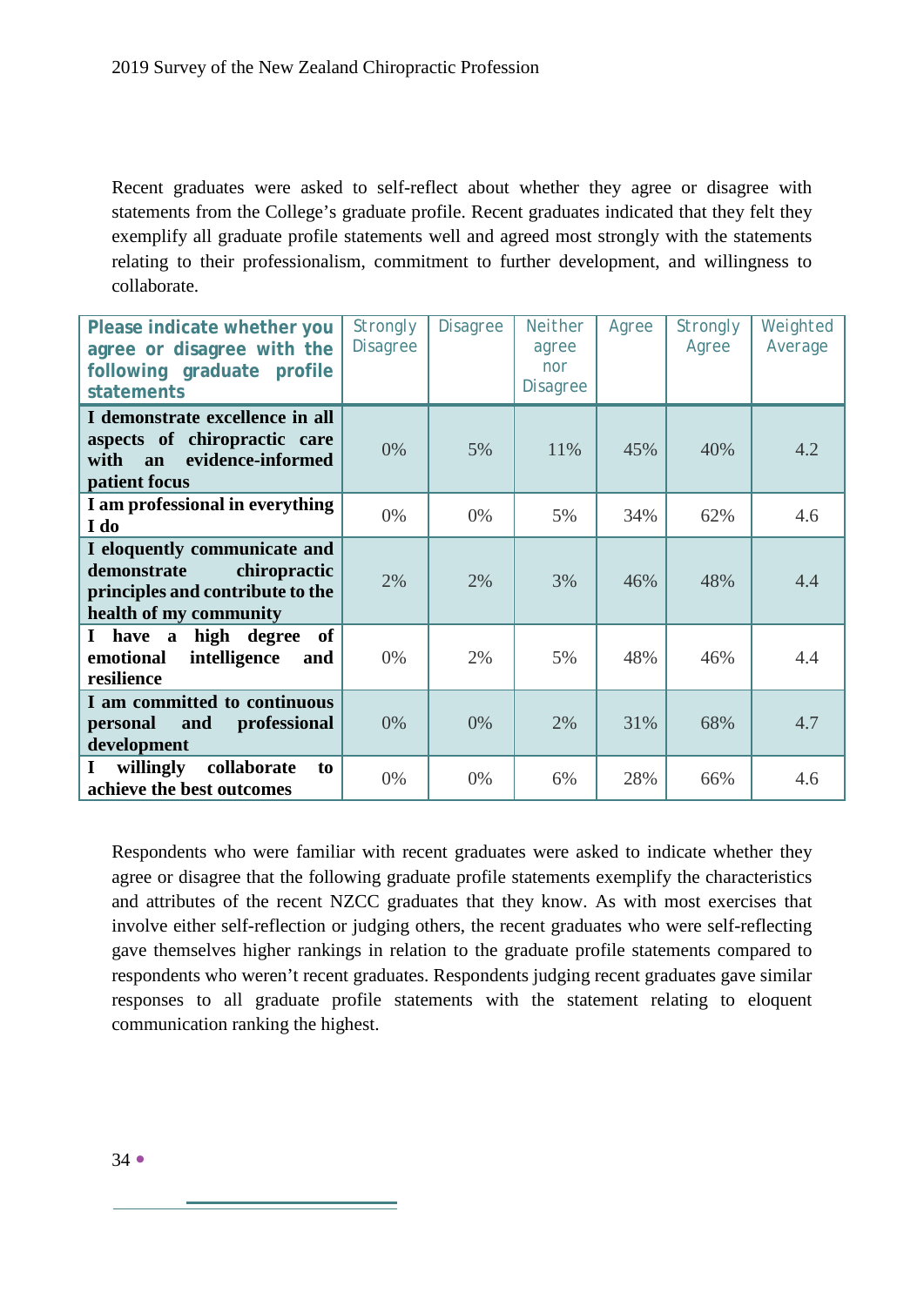Recent graduates were asked to self-reflect about whether they agree or disagree with statements from the College's graduate profile. Recent graduates indicated that they felt they exemplify all graduate profile statements well and agreed most strongly with the statements relating to their professionalism, commitment to further development, and willingness to collaborate.

| Please indicate whether you agree or disagree with the following graduate profile statements | Strongly Disagree | Disagree | Neither agree nor Disagree | Agree | Strongly Agree | Weighted Average |
|---|---|---|---|---|---|---|
| **I demonstrate excellence in all aspects of chiropractic care with an evidence-informed patient focus** | 0% | 5% | 11% | 45% | 40% | 4.2 |
| **I am professional in everything I do** | 0% | 0% | 5% | 34% | 62% | 4.6 |
| **I eloquently communicate and demonstrate chiropractic principles and contribute to the health of my community** | 2% | 2% | 3% | 46% | 48% | 4.4 |
| **I have a high degree of emotional intelligence and resilience** | 0% | 2% | 5% | 48% | 46% | 4.4 |
| **I am committed to continuous personal and professional development** | 0% | 0% | 2% | 31% | 68% | 4.7 |
| **I willingly collaborate to achieve the best outcomes** | 0% | 0% | 6% | 28% | 66% | 4.6 |

Respondents who were familiar with recent graduates were asked to indicate whether they agree or disagree that the following graduate profile statements exemplify the characteristics and attributes of the recent NZCC graduates that they know. As with most exercises that involve either self-reflection or judging others, the recent graduates who were self-reflecting gave themselves higher rankings in relation to the graduate profile statements compared to respondents who weren't recent graduates. Respondents judging recent graduates gave similar responses to all graduate profile statements with the statement relating to eloquent communication ranking the highest.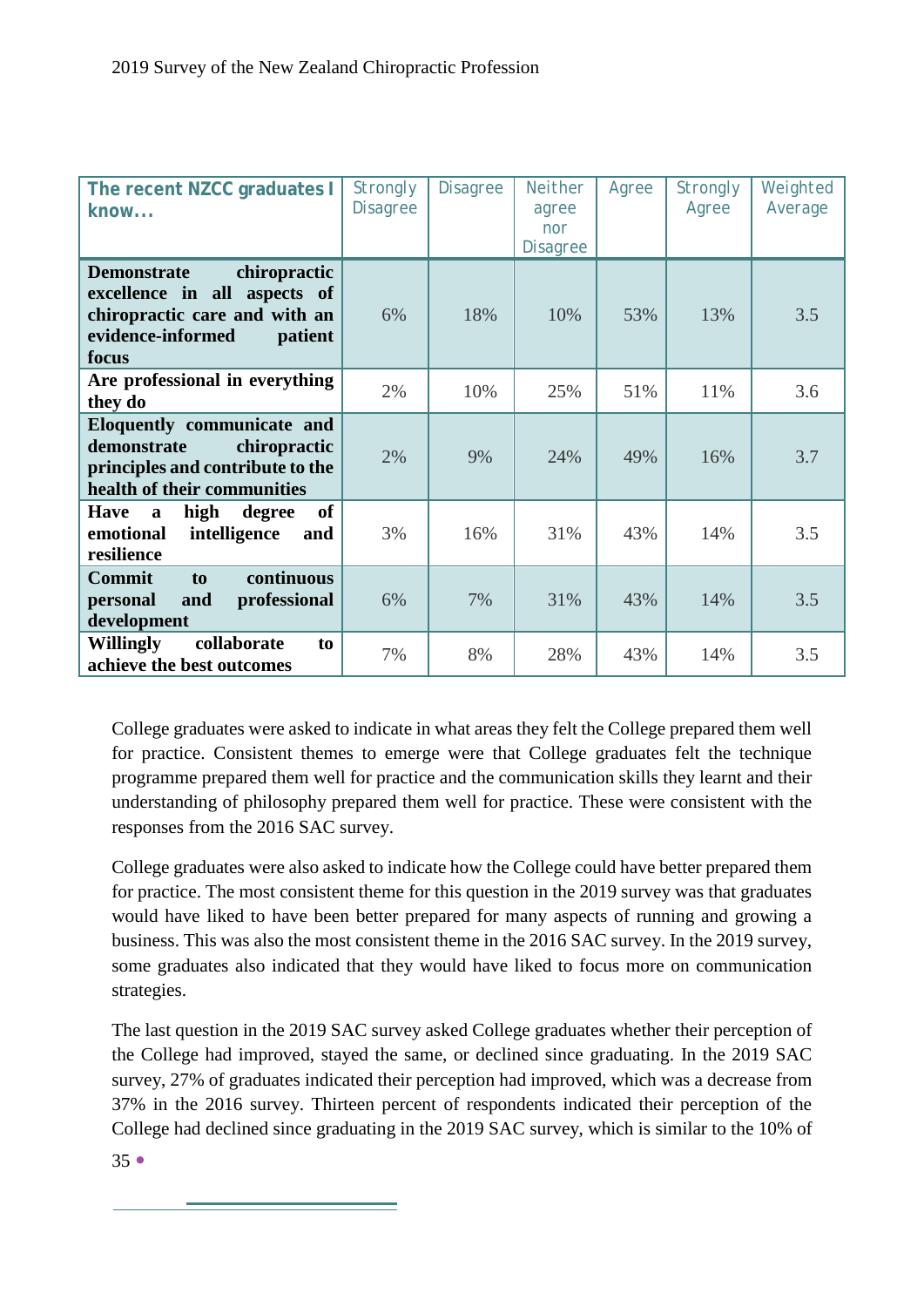| The recent NZCC graduates I know... | Strongly Disagree | Disagree | Neither agree nor Disagree | Agree | Strongly Agree | Weighted Average |
|---|---|---|---|---|---|---|
| **Demonstrate chiropractic excellence in all aspects of chiropractic care and with an evidence-informed patient focus** | 6% | 18% | 10% | 53% | 13% | 3.5 |
| **Are professional in everything they do** | 2% | 10% | 25% | 51% | 11% | 3.6 |
| **Eloquently communicate and demonstrate chiropractic principles and contribute to the health of their communities** | 2% | 9% | 24% | 49% | 16% | 3.7 |
| **Have a high degree of emotional intelligence and resilience** | 3% | 16% | 31% | 43% | 14% | 3.5 |
| **Commit to continuous personal and professional development** | 6% | 7% | 31% | 43% | 14% | 3.5 |
| **Willingly collaborate to achieve the best outcomes** | 7% | 8% | 28% | 43% | 14% | 3.5 |

College graduates were asked to indicate in what areas they felt the College prepared them well for practice. Consistent themes to emerge were that College graduates felt the technique programme prepared them well for practice and the communication skills they learnt and their understanding of philosophy prepared them well for practice. These were consistent with the responses from the 2016 SAC survey.

College graduates were also asked to indicate how the College could have better prepared them for practice. The most consistent theme for this question in the 2019 survey was that graduates would have liked to have been better prepared for many aspects of running and growing a business. This was also the most consistent theme in the 2016 SAC survey. In the 2019 survey, some graduates also indicated that they would have liked to focus more on communication strategies.

The last question in the 2019 SAC survey asked College graduates whether their perception of the College had improved, stayed the same, or declined since graduating. In the 2019 SAC survey, 27% of graduates indicated their perception had improved, which was a decrease from 37% in the 2016 survey. Thirteen percent of respondents indicated their perception of the College had declined since graduating in the 2019 SAC survey, which is similar to the 10% of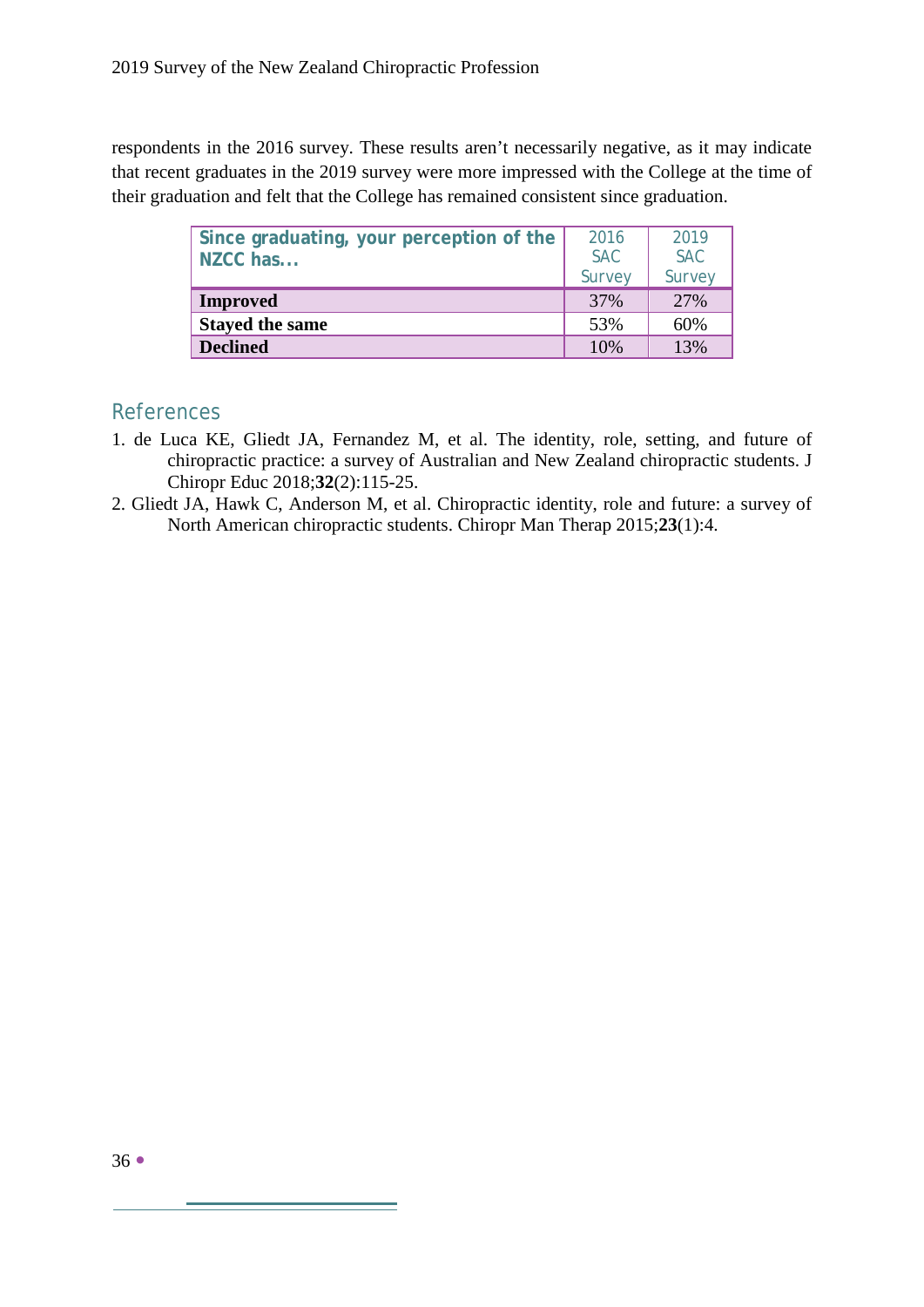respondents in the 2016 survey. These results aren't necessarily negative, as it may indicate that recent graduates in the 2019 survey were more impressed with the College at the time of their graduation and felt that the College has remained consistent since graduation.

| Since graduating, your perception of the NZCC has... | 2016 SAC Survey | 2019 SAC Survey |
|---|---|---|
| **Improved** | 37% | 27% |
| **Stayed the same** | 53% | 60% |
| **Declined** | 10% | 13% |

## References

1. de Luca KE, Gliedt JA, Fernandez M, et al. The identity, role, setting, and future of chiropractic practice: a survey of Australian and New Zealand chiropractic students. J Chiropr Educ 2018;**32**(2):115-25.
2. Gliedt JA, Hawk C, Anderson M, et al. Chiropractic identity, role and future: a survey of North American chiropractic students. Chiropr Man Therap 2015;**23**(1):4.